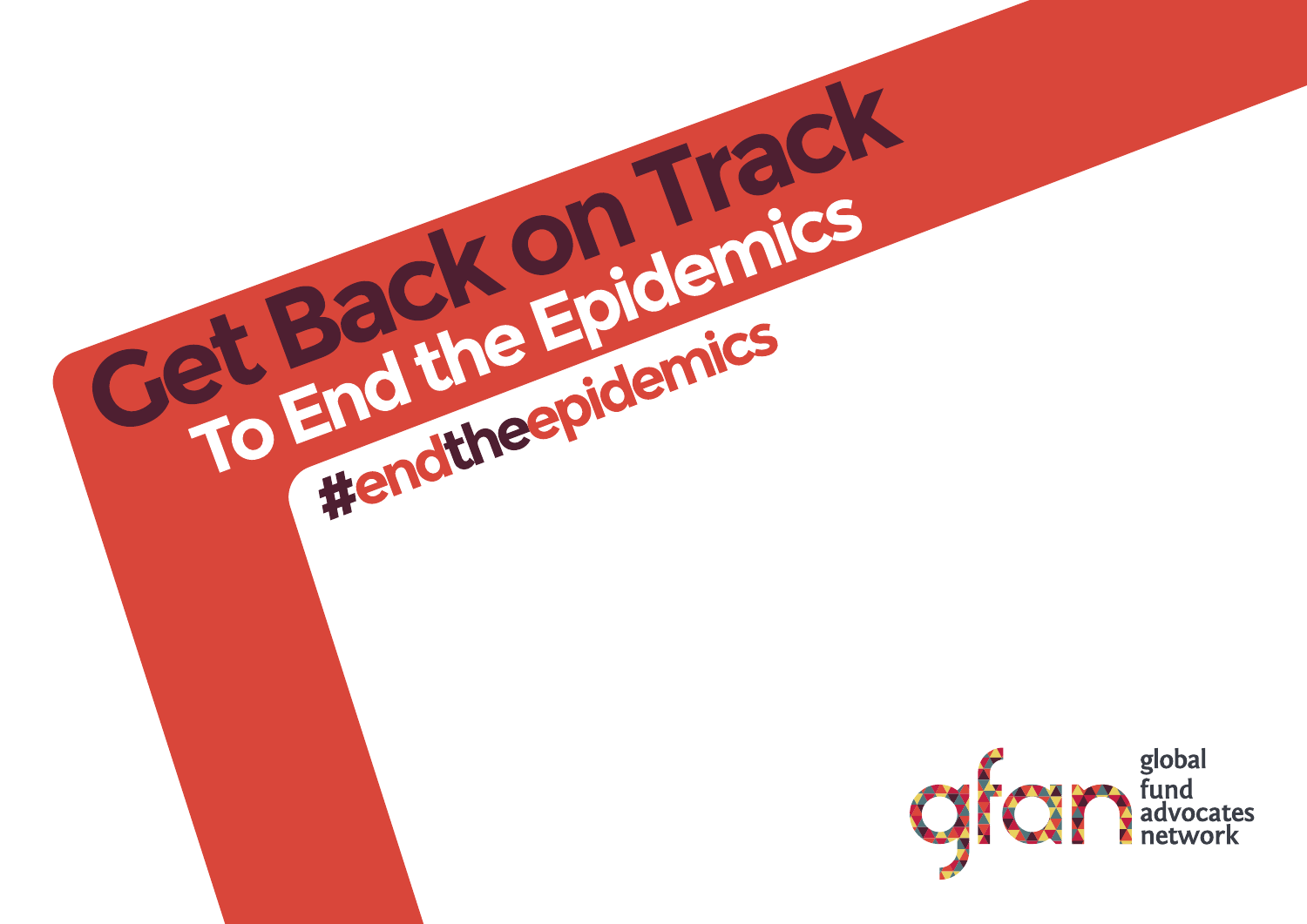# Get Back on Track

## To End the Epidemics

#endtheepidemics

global fund advocates network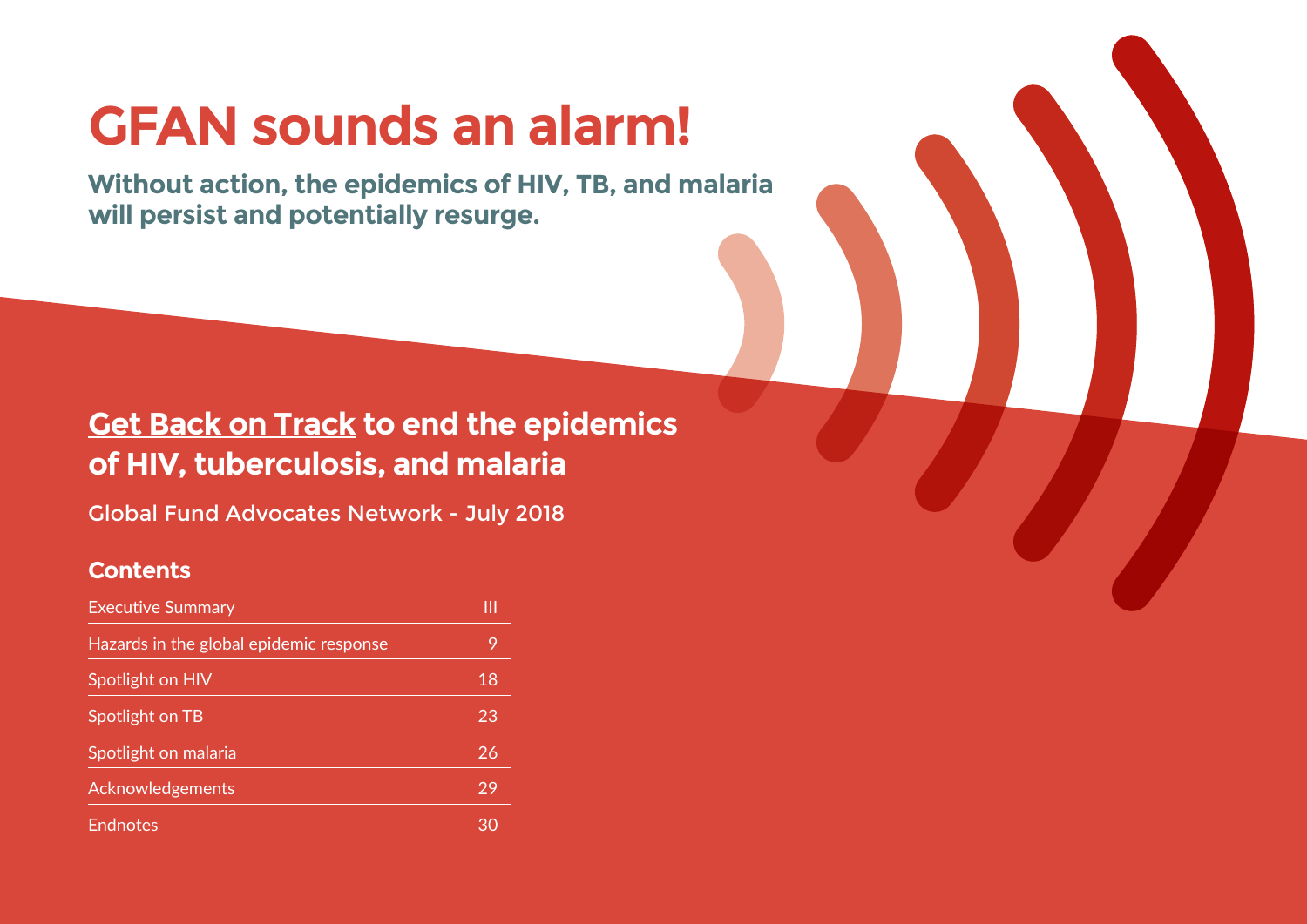# GFAN sounds an alarm!

**Without action, the epidemics of HIV, TB, and malaria will persist and potentially resurge.**

## Get Back on Track to end the epidemics of HIV, tuberculosis, and malaria

Global Fund Advocates Network - July 2018

### Contents

| | |
|---|---|
| Executive Summary | III |
| Hazards in the global epidemic response | 9 |
| Spotlight on HIV | 18 |
| Spotlight on TB | 23 |
| Spotlight on malaria | 26 |
| Acknowledgements | 29 |
| Endnotes | 30 |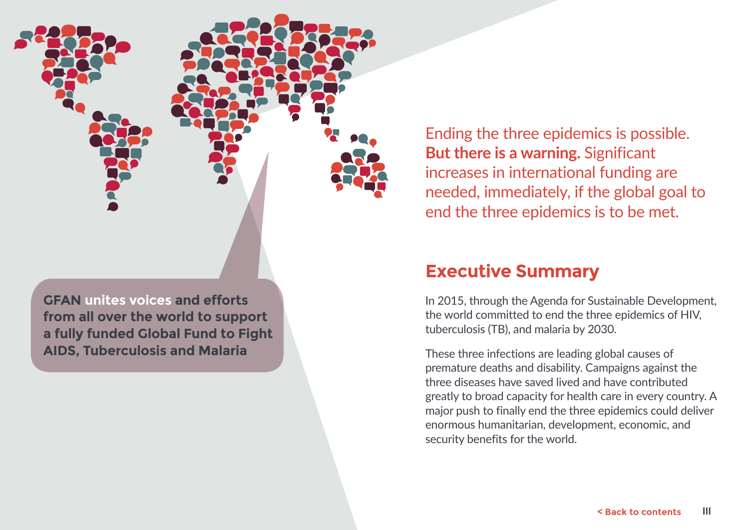**GFAN unites voices and efforts from all over the world to support a fully funded Global Fund to Fight AIDS, Tuberculosis and Malaria**

Ending the three epidemics is possible. **But there is a warning.** Significant increases in international funding are needed, immediately, if the global goal to end the three epidemics is to be met.

## Executive Summary

In 2015, through the Agenda for Sustainable Development, the world committed to end the three epidemics of HIV, tuberculosis (TB), and malaria by 2030.

These three infections are leading global causes of premature deaths and disability. Campaigns against the three diseases have saved lived and have contributed greatly to broad capacity for health care in every country. A major push to finally end the three epidemics could deliver enormous humanitarian, development, economic, and security benefits for the world.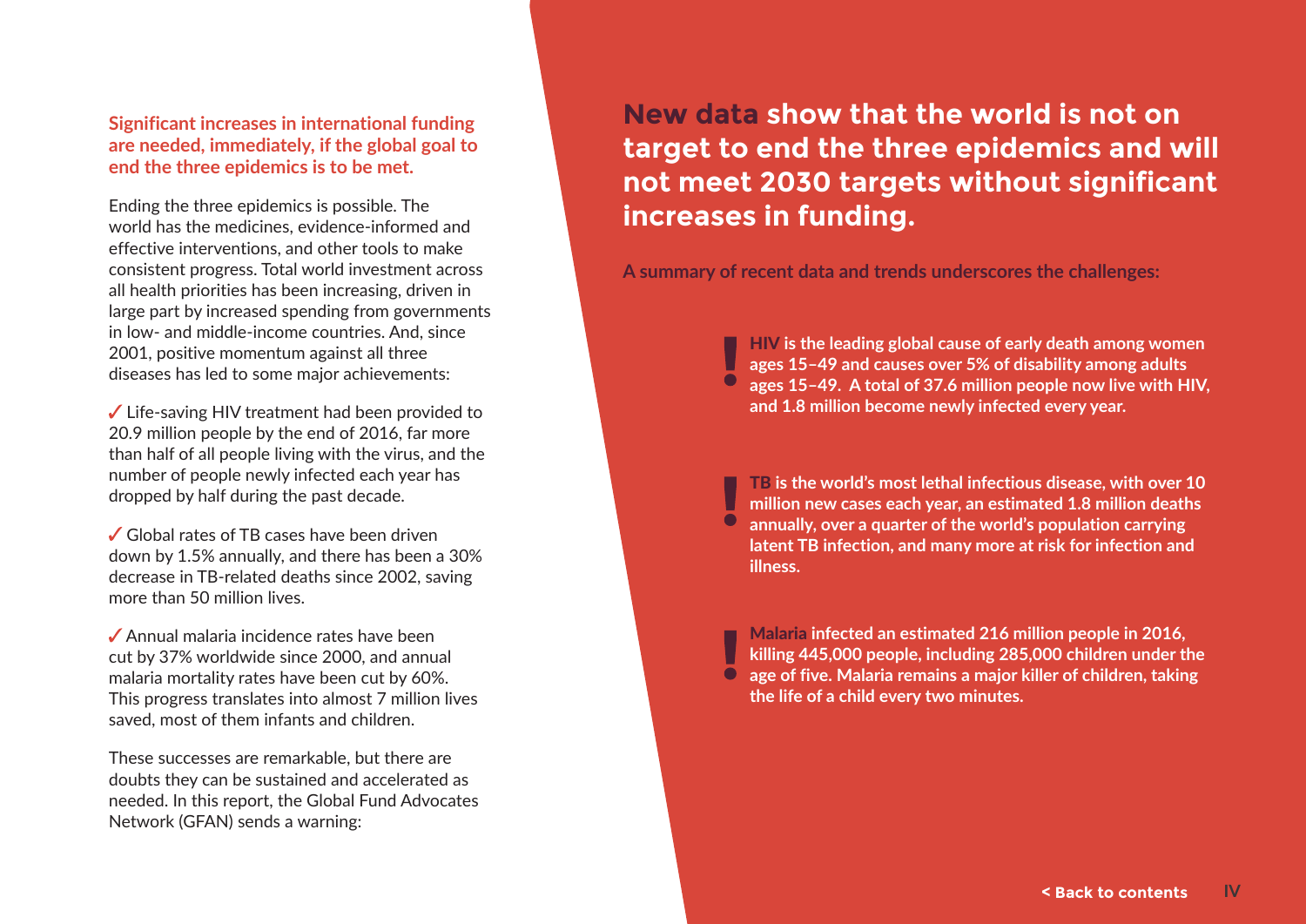**Significant increases in international funding are needed, immediately, if the global goal to end the three epidemics is to be met.**

Ending the three epidemics is possible. The world has the medicines, evidence-informed and effective interventions, and other tools to make consistent progress. Total world investment across all health priorities has been increasing, driven in large part by increased spending from governments in low- and middle-income countries. And, since 2001, positive momentum against all three diseases has led to some major achievements:

✓ Life-saving HIV treatment had been provided to 20.9 million people by the end of 2016, far more than half of all people living with the virus, and the number of people newly infected each year has dropped by half during the past decade.

✓ Global rates of TB cases have been driven down by 1.5% annually, and there has been a 30% decrease in TB-related deaths since 2002, saving more than 50 million lives.

✓ Annual malaria incidence rates have been cut by 37% worldwide since 2000, and annual malaria mortality rates have been cut by 60%. This progress translates into almost 7 million lives saved, most of them infants and children.

These successes are remarkable, but there are doubts they can be sustained and accelerated as needed. In this report, the Global Fund Advocates Network (GFAN) sends a warning:

## New data show that the world is not on target to end the three epidemics and will not meet 2030 targets without significant increases in funding.

**A summary of recent data and trends underscores the challenges:**

**! HIV is the leading global cause of early death among women ages 15–49 and causes over 5% of disability among adults ages 15–49. A total of 37.6 million people now live with HIV, and 1.8 million become newly infected every year.**

**! TB is the world's most lethal infectious disease, with over 10 million new cases each year, an estimated 1.8 million deaths annually, over a quarter of the world's population carrying latent TB infection, and many more at risk for infection and illness.**

**! Malaria infected an estimated 216 million people in 2016, killing 445,000 people, including 285,000 children under the age of five. Malaria remains a major killer of children, taking the life of a child every two minutes.**

< Back to contents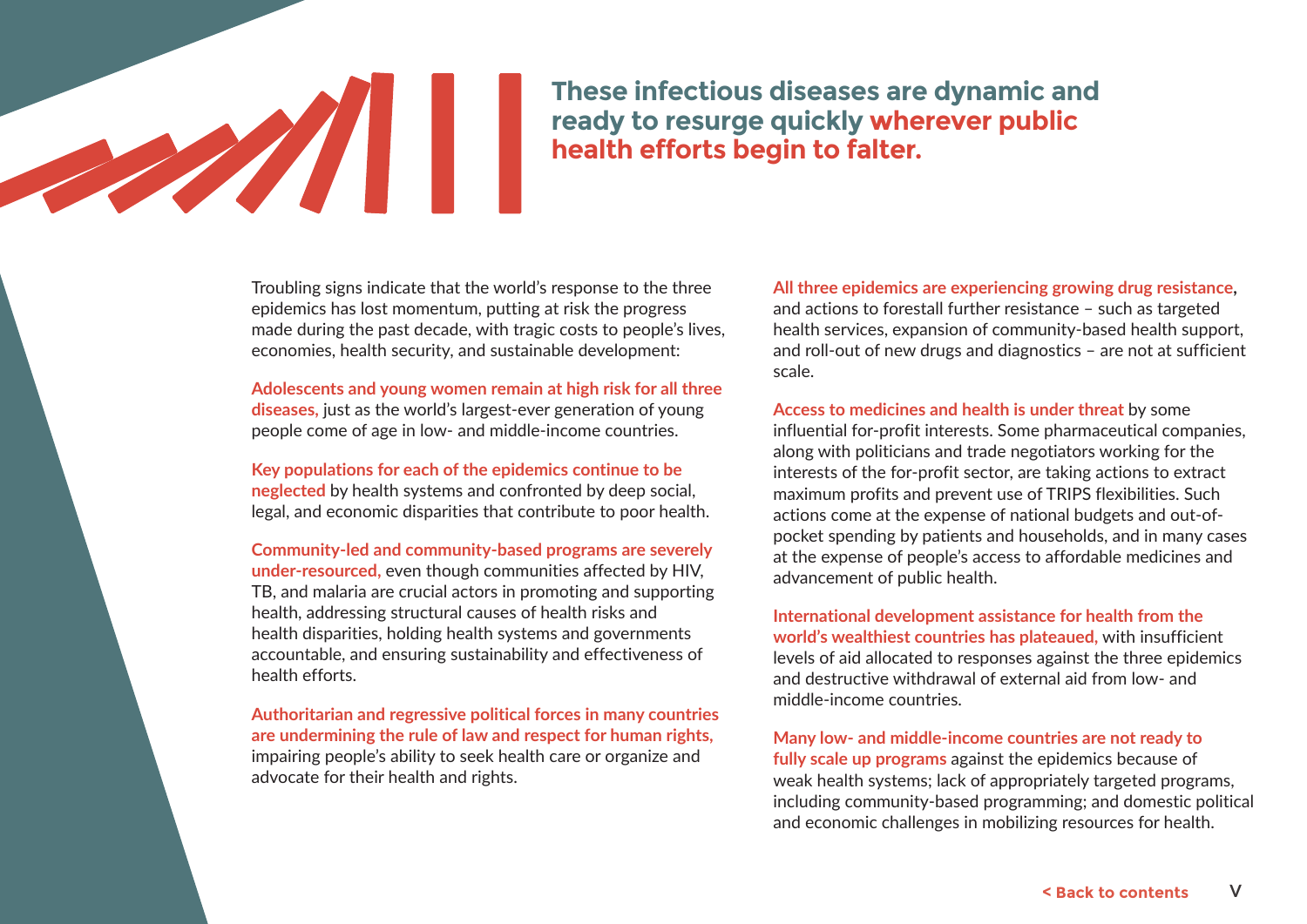## These infectious diseases are dynamic and ready to resurge quickly wherever public health efforts begin to falter.

Troubling signs indicate that the world's response to the three epidemics has lost momentum, putting at risk the progress made during the past decade, with tragic costs to people's lives, economies, health security, and sustainable development:

**Adolescents and young women remain at high risk for all three diseases,** just as the world's largest-ever generation of young people come of age in low- and middle-income countries.

**Key populations for each of the epidemics continue to be neglected** by health systems and confronted by deep social, legal, and economic disparities that contribute to poor health.

**Community-led and community-based programs are severely under-resourced,** even though communities affected by HIV, TB, and malaria are crucial actors in promoting and supporting health, addressing structural causes of health risks and health disparities, holding health systems and governments accountable, and ensuring sustainability and effectiveness of health efforts.

**Authoritarian and regressive political forces in many countries are undermining the rule of law and respect for human rights,** impairing people's ability to seek health care or organize and advocate for their health and rights.

**All three epidemics are experiencing growing drug resistance,** and actions to forestall further resistance – such as targeted health services, expansion of community-based health support, and roll-out of new drugs and diagnostics – are not at sufficient scale.

**Access to medicines and health is under threat** by some influential for-profit interests. Some pharmaceutical companies, along with politicians and trade negotiators working for the interests of the for-profit sector, are taking actions to extract maximum profits and prevent use of TRIPS flexibilities. Such actions come at the expense of national budgets and out-of-pocket spending by patients and households, and in many cases at the expense of people's access to affordable medicines and advancement of public health.

**International development assistance for health from the world's wealthiest countries has plateaued,** with insufficient levels of aid allocated to responses against the three epidemics and destructive withdrawal of external aid from low- and middle-income countries.

**Many low- and middle-income countries are not ready to fully scale up programs** against the epidemics because of weak health systems; lack of appropriately targeted programs, including community-based programming; and domestic political and economic challenges in mobilizing resources for health.

< Back to contents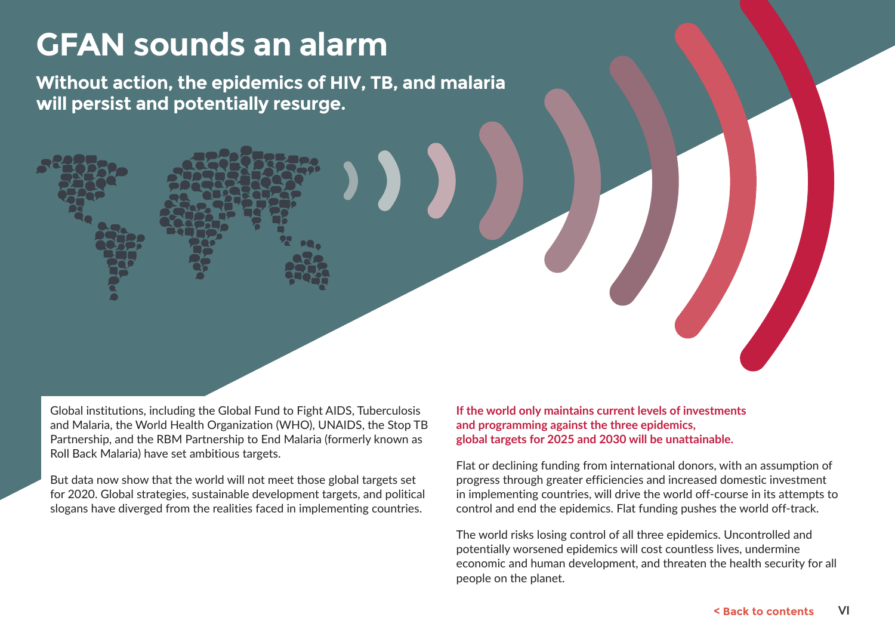# GFAN sounds an alarm

**Without action, the epidemics of HIV, TB, and malaria will persist and potentially resurge.**

Global institutions, including the Global Fund to Fight AIDS, Tuberculosis and Malaria, the World Health Organization (WHO), UNAIDS, the Stop TB Partnership, and the RBM Partnership to End Malaria (formerly known as Roll Back Malaria) have set ambitious targets.

But data now show that the world will not meet those global targets set for 2020. Global strategies, sustainable development targets, and political slogans have diverged from the realities faced in implementing countries.

**If the world only maintains current levels of investments and programming against the three epidemics, global targets for 2025 and 2030 will be unattainable.**

Flat or declining funding from international donors, with an assumption of progress through greater efficiencies and increased domestic investment in implementing countries, will drive the world off-course in its attempts to control and end the epidemics. Flat funding pushes the world off-track.

The world risks losing control of all three epidemics. Uncontrolled and potentially worsened epidemics will cost countless lives, undermine economic and human development, and threaten the health security for all people on the planet.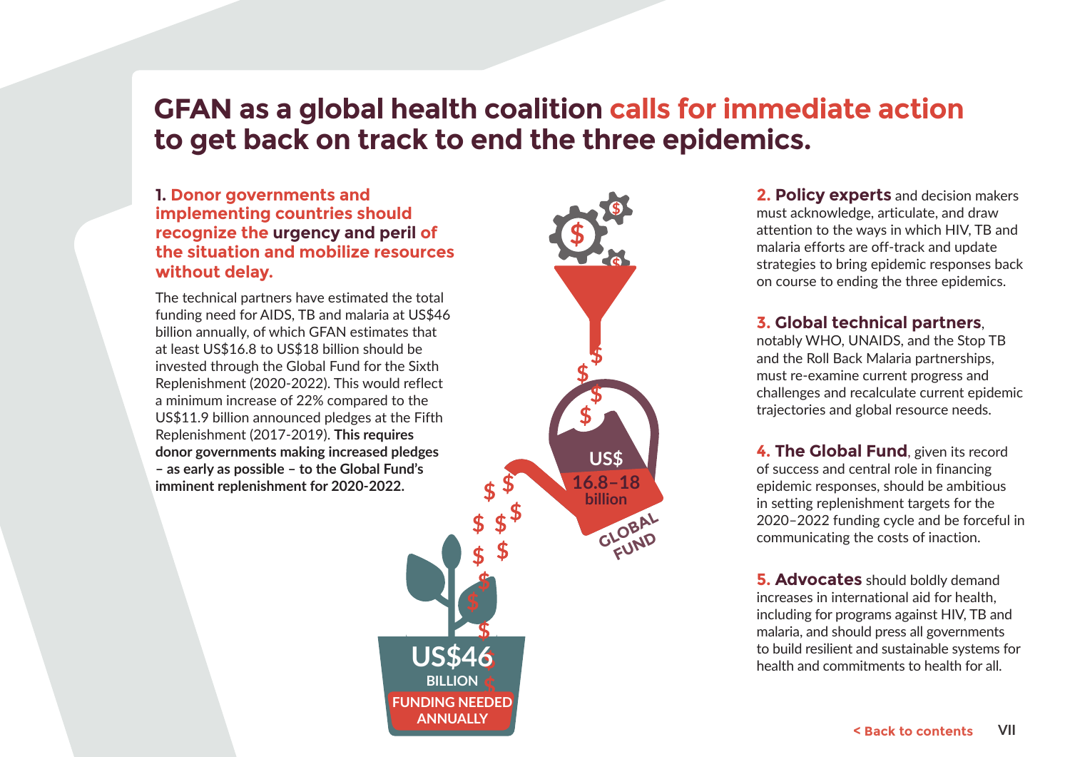# GFAN as a global health coalition calls for immediate action to get back on track to end the three epidemics.

**1. Donor governments and implementing countries should recognize the urgency and peril of the situation and mobilize resources without delay.**

The technical partners have estimated the total funding need for AIDS, TB and malaria at US$46 billion annually, of which GFAN estimates that at least US$16.8 to US$18 billion should be invested through the Global Fund for the Sixth Replenishment (2020-2022). This would reflect a minimum increase of 22% compared to the US$11.9 billion announced pledges at the Fifth Replenishment (2017-2019). **This requires donor governments making increased pledges – as early as possible – to the Global Fund's imminent replenishment for 2020-2022.**

US$ 16.8–18 billion GLOBAL FUND

US$46 BILLION FUNDING NEEDED ANNUALLY

**2. Policy experts** and decision makers must acknowledge, articulate, and draw attention to the ways in which HIV, TB and malaria efforts are off-track and update strategies to bring epidemic responses back on course to ending the three epidemics.

**3. Global technical partners**, notably WHO, UNAIDS, and the Stop TB and the Roll Back Malaria partnerships, must re-examine current progress and challenges and recalculate current epidemic trajectories and global resource needs.

**4. The Global Fund**, given its record of success and central role in financing epidemic responses, should be ambitious in setting replenishment targets for the 2020–2022 funding cycle and be forceful in communicating the costs of inaction.

**5. Advocates** should boldly demand increases in international aid for health, including for programs against HIV, TB and malaria, and should press all governments to build resilient and sustainable systems for health and commitments to health for all.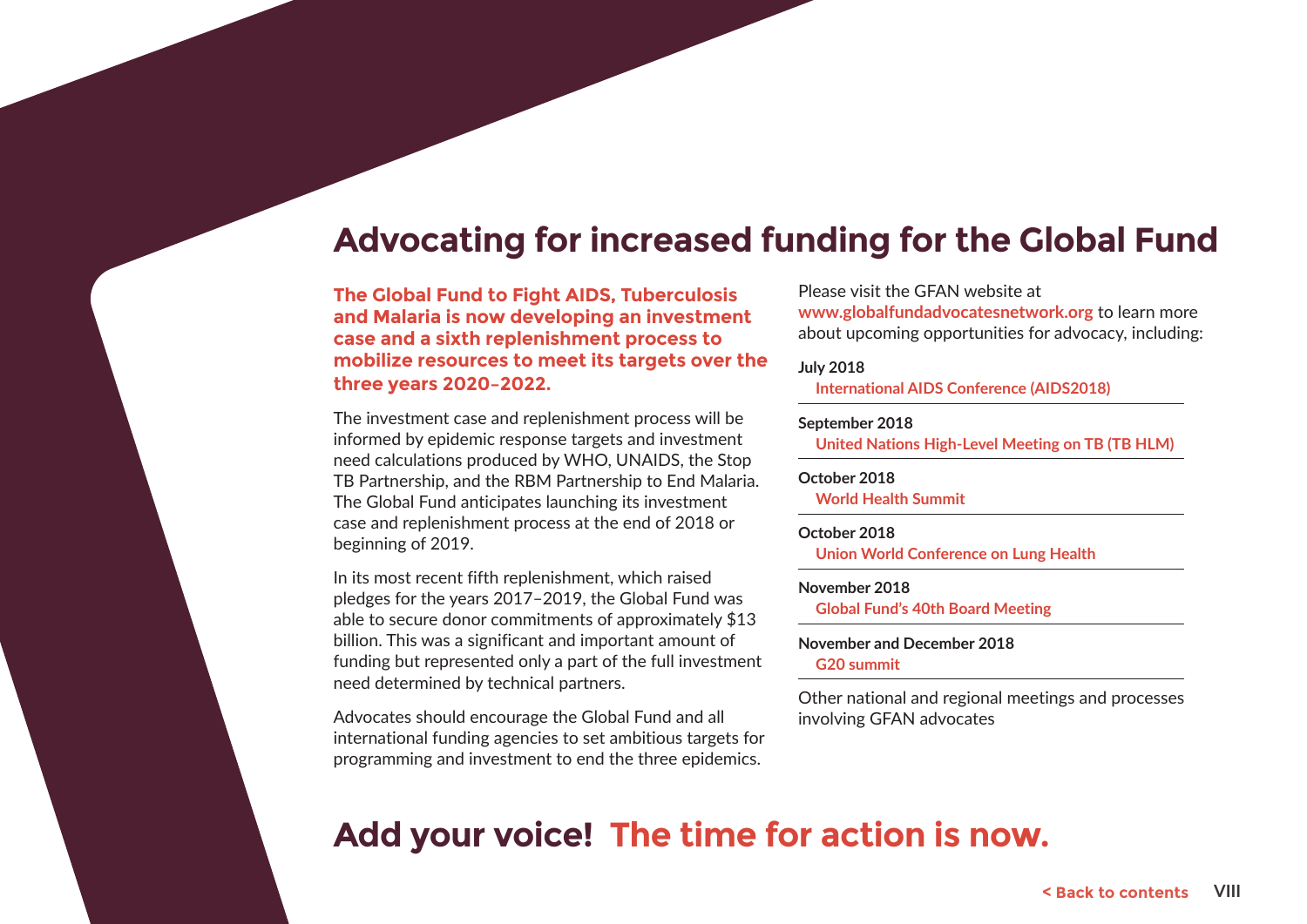# Advocating for increased funding for the Global Fund

**The Global Fund to Fight AIDS, Tuberculosis and Malaria is now developing an investment case and a sixth replenishment process to mobilize resources to meet its targets over the three years 2020–2022.**

The investment case and replenishment process will be informed by epidemic response targets and investment need calculations produced by WHO, UNAIDS, the Stop TB Partnership, and the RBM Partnership to End Malaria. The Global Fund anticipates launching its investment case and replenishment process at the end of 2018 or beginning of 2019.

In its most recent fifth replenishment, which raised pledges for the years 2017–2019, the Global Fund was able to secure donor commitments of approximately $13 billion. This was a significant and important amount of funding but represented only a part of the full investment need determined by technical partners.

Advocates should encourage the Global Fund and all international funding agencies to set ambitious targets for programming and investment to end the three epidemics.

Please visit the GFAN website at **www.globalfundadvocatesnetwork.org** to learn more about upcoming opportunities for advocacy, including:

**July 2018**
International AIDS Conference (AIDS2018)

**September 2018**
United Nations High-Level Meeting on TB (TB HLM)

**October 2018**
World Health Summit

**October 2018**
Union World Conference on Lung Health

**November 2018**
Global Fund's 40th Board Meeting

**November and December 2018**
G20 summit

Other national and regional meetings and processes involving GFAN advocates

## Add your voice! The time for action is now.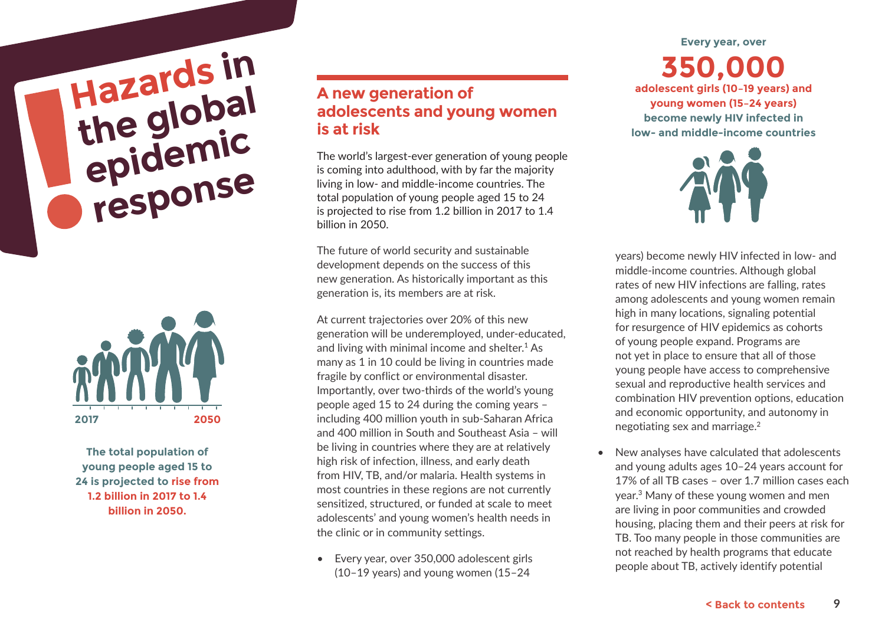# Hazards in the global epidemic response

2017 2050

**The total population of young people aged 15 to 24 is projected to rise from 1.2 billion in 2017 to 1.4 billion in 2050.**

## A new generation of adolescents and young women is at risk

The world's largest-ever generation of young people is coming into adulthood, with by far the majority living in low- and middle-income countries. The total population of young people aged 15 to 24 is projected to rise from 1.2 billion in 2017 to 1.4 billion in 2050.

The future of world security and sustainable development depends on the success of this new generation. As historically important as this generation is, its members are at risk.

At current trajectories over 20% of this new generation will be underemployed, under-educated, and living with minimal income and shelter.[1] As many as 1 in 10 could be living in countries made fragile by conflict or environmental disaster. Importantly, over two-thirds of the world's young people aged 15 to 24 during the coming years – including 400 million youth in sub-Saharan Africa and 400 million in South and Southeast Asia – will be living in countries where they are at relatively high risk of infection, illness, and early death from HIV, TB, and/or malaria. Health systems in most countries in these regions are not currently sensitized, structured, or funded at scale to meet adolescents' and young women's health needs in the clinic or in community settings.

**Every year, over 350,000 adolescent girls (10–19 years) and young women (15–24 years) become newly HIV infected in low- and middle-income countries**

- Every year, over 350,000 adolescent girls (10–19 years) and young women (15–24 years) become newly HIV infected in low- and middle-income countries. Although global rates of new HIV infections are falling, rates among adolescents and young women remain high in many locations, signaling potential for resurgence of HIV epidemics as cohorts of young people expand. Programs are not yet in place to ensure that all of those young people have access to comprehensive sexual and reproductive health services and combination HIV prevention options, education and economic opportunity, and autonomy in negotiating sex and marriage.[2]
- New analyses have calculated that adolescents and young adults ages 10–24 years account for 17% of all TB cases – over 1.7 million cases each year.[3] Many of these young women and men are living in poor communities and crowded housing, placing them and their peers at risk for TB. Too many people in those communities are not reached by health programs that educate people about TB, actively identify potential

< Back to contents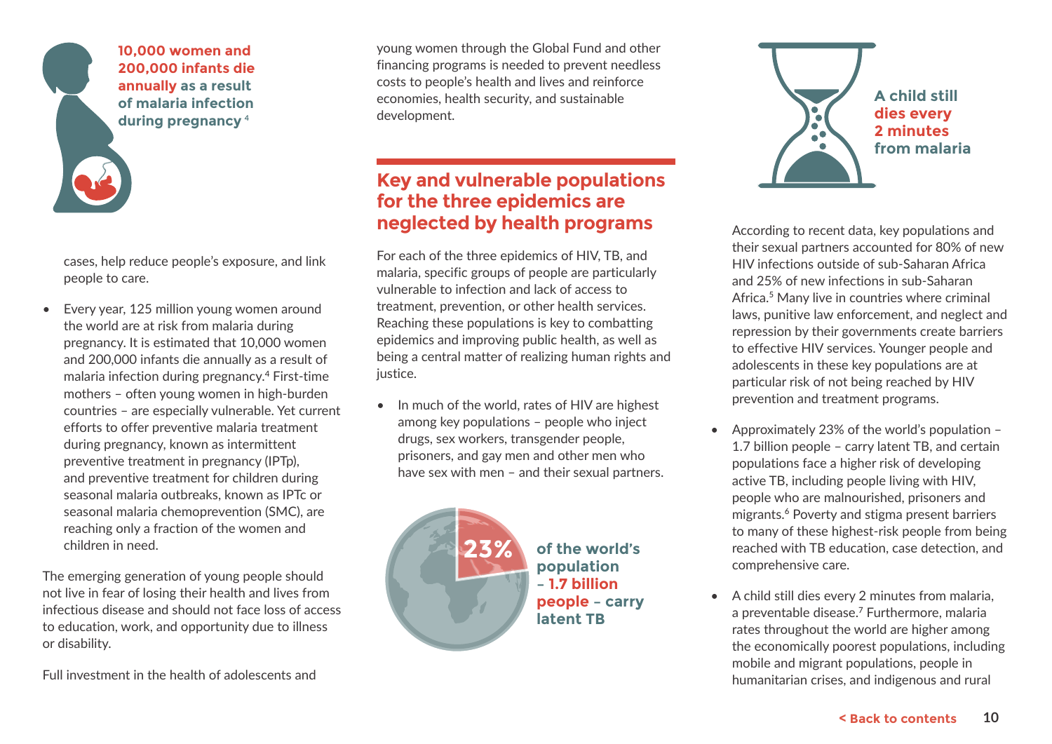**10,000 women and 200,000 infants die annually as a result of malaria infection during pregnancy** [4]

cases, help reduce people's exposure, and link people to care.

- Every year, 125 million young women around the world are at risk from malaria during pregnancy. It is estimated that 10,000 women and 200,000 infants die annually as a result of malaria infection during pregnancy.[4] First-time mothers – often young women in high-burden countries – are especially vulnerable. Yet current efforts to offer preventive malaria treatment during pregnancy, known as intermittent preventive treatment in pregnancy (IPTp), and preventive treatment for children during seasonal malaria outbreaks, known as IPTc or seasonal malaria chemoprevention (SMC), are reaching only a fraction of the women and children in need.

The emerging generation of young people should not live in fear of losing their health and lives from infectious disease and should not face loss of access to education, work, and opportunity due to illness or disability.

Full investment in the health of adolescents and young women through the Global Fund and other financing programs is needed to prevent needless costs to people's health and lives and reinforce economies, health security, and sustainable development.

## Key and vulnerable populations for the three epidemics are neglected by health programs

For each of the three epidemics of HIV, TB, and malaria, specific groups of people are particularly vulnerable to infection and lack of access to treatment, prevention, or other health services. Reaching these populations is key to combatting epidemics and improving public health, as well as being a central matter of realizing human rights and justice.

- In much of the world, rates of HIV are highest among key populations – people who inject drugs, sex workers, transgender people, prisoners, and gay men and other men who have sex with men – and their sexual partners.

**23% of the world's population – 1.7 billion people – carry latent TB**

**A child still dies every 2 minutes from malaria**

According to recent data, key populations and their sexual partners accounted for 80% of new HIV infections outside of sub-Saharan Africa and 25% of new infections in sub-Saharan Africa.[5] Many live in countries where criminal laws, punitive law enforcement, and neglect and repression by their governments create barriers to effective HIV services. Younger people and adolescents in these key populations are at particular risk of not being reached by HIV prevention and treatment programs.

- Approximately 23% of the world's population – 1.7 billion people – carry latent TB, and certain populations face a higher risk of developing active TB, including people living with HIV, people who are malnourished, prisoners and migrants.[6] Poverty and stigma present barriers to many of these highest-risk people from being reached with TB education, case detection, and comprehensive care.

- A child still dies every 2 minutes from malaria, a preventable disease.[7] Furthermore, malaria rates throughout the world are higher among the economically poorest populations, including mobile and migrant populations, people in humanitarian crises, and indigenous and rural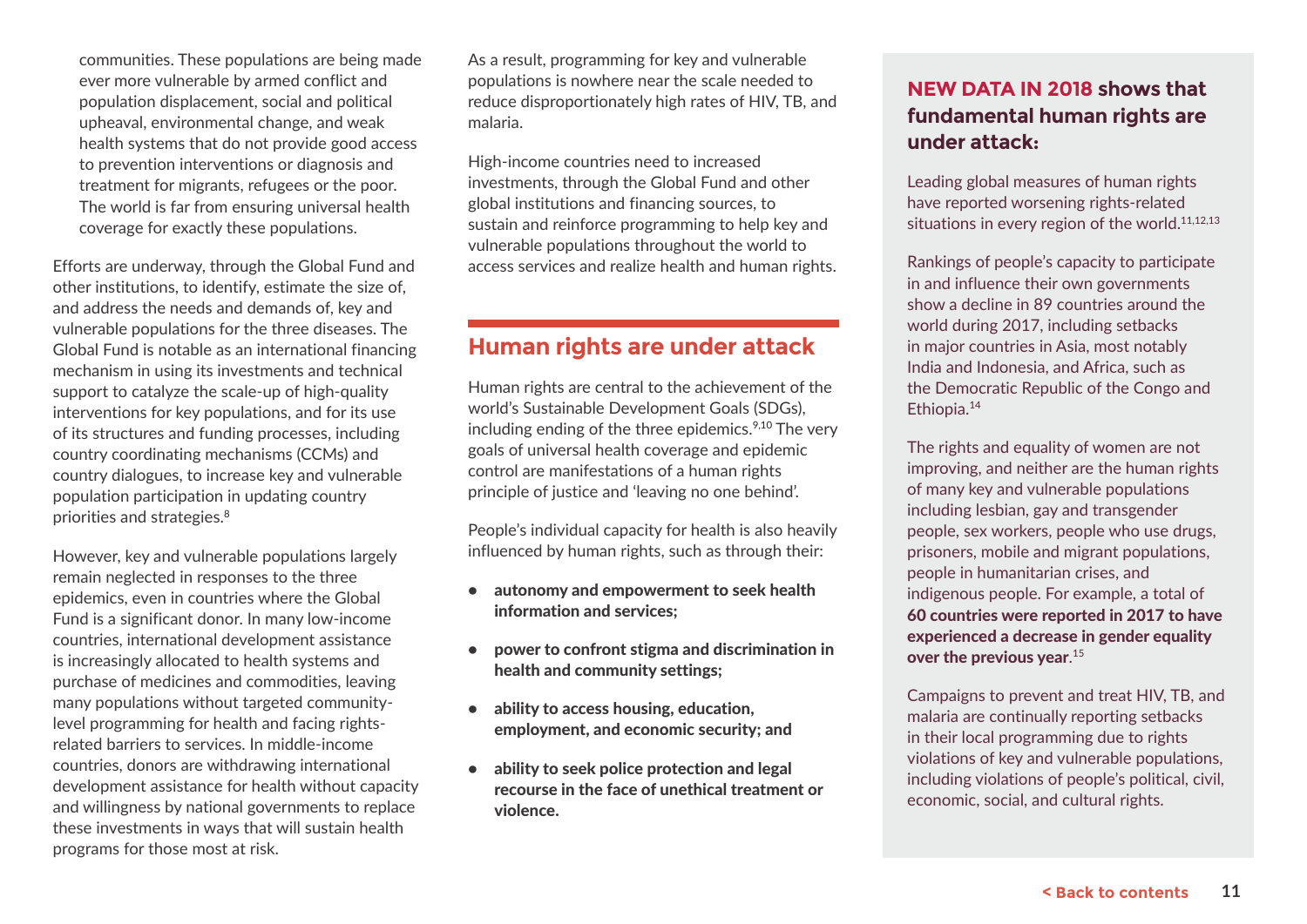communities. These populations are being made ever more vulnerable by armed conflict and population displacement, social and political upheaval, environmental change, and weak health systems that do not provide good access to prevention interventions or diagnosis and treatment for migrants, refugees or the poor. The world is far from ensuring universal health coverage for exactly these populations.

Efforts are underway, through the Global Fund and other institutions, to identify, estimate the size of, and address the needs and demands of, key and vulnerable populations for the three diseases. The Global Fund is notable as an international financing mechanism in using its investments and technical support to catalyze the scale-up of high-quality interventions for key populations, and for its use of its structures and funding processes, including country coordinating mechanisms (CCMs) and country dialogues, to increase key and vulnerable population participation in updating country priorities and strategies.[8]

However, key and vulnerable populations largely remain neglected in responses to the three epidemics, even in countries where the Global Fund is a significant donor. In many low-income countries, international development assistance is increasingly allocated to health systems and purchase of medicines and commodities, leaving many populations without targeted community-level programming for health and facing rights-related barriers to services. In middle-income countries, donors are withdrawing international development assistance for health without capacity and willingness by national governments to replace these investments in ways that will sustain health programs for those most at risk.

As a result, programming for key and vulnerable populations is nowhere near the scale needed to reduce disproportionately high rates of HIV, TB, and malaria.

High-income countries need to increased investments, through the Global Fund and other global institutions and financing sources, to sustain and reinforce programming to help key and vulnerable populations throughout the world to access services and realize health and human rights.

## Human rights are under attack

Human rights are central to the achievement of the world's Sustainable Development Goals (SDGs), including ending of the three epidemics.[9,10] The very goals of universal health coverage and epidemic control are manifestations of a human rights principle of justice and 'leaving no one behind'.

People's individual capacity for health is also heavily influenced by human rights, such as through their:

- **autonomy and empowerment to seek health information and services;**
- **power to confront stigma and discrimination in health and community settings;**
- **ability to access housing, education, employment, and economic security; and**
- **ability to seek police protection and legal recourse in the face of unethical treatment or violence.**

### NEW DATA IN 2018 shows that fundamental human rights are under attack:

Leading global measures of human rights have reported worsening rights-related situations in every region of the world.[11,12,13]

Rankings of people's capacity to participate in and influence their own governments show a decline in 89 countries around the world during 2017, including setbacks in major countries in Asia, most notably India and Indonesia, and Africa, such as the Democratic Republic of the Congo and Ethiopia.[14]

The rights and equality of women are not improving, and neither are the human rights of many key and vulnerable populations including lesbian, gay and transgender people, sex workers, people who use drugs, prisoners, mobile and migrant populations, people in humanitarian crises, and indigenous people. For example, a total of **60 countries were reported in 2017 to have experienced a decrease in gender equality over the previous year**.[15]

Campaigns to prevent and treat HIV, TB, and malaria are continually reporting setbacks in their local programming due to rights violations of key and vulnerable populations, including violations of people's political, civil, economic, social, and cultural rights.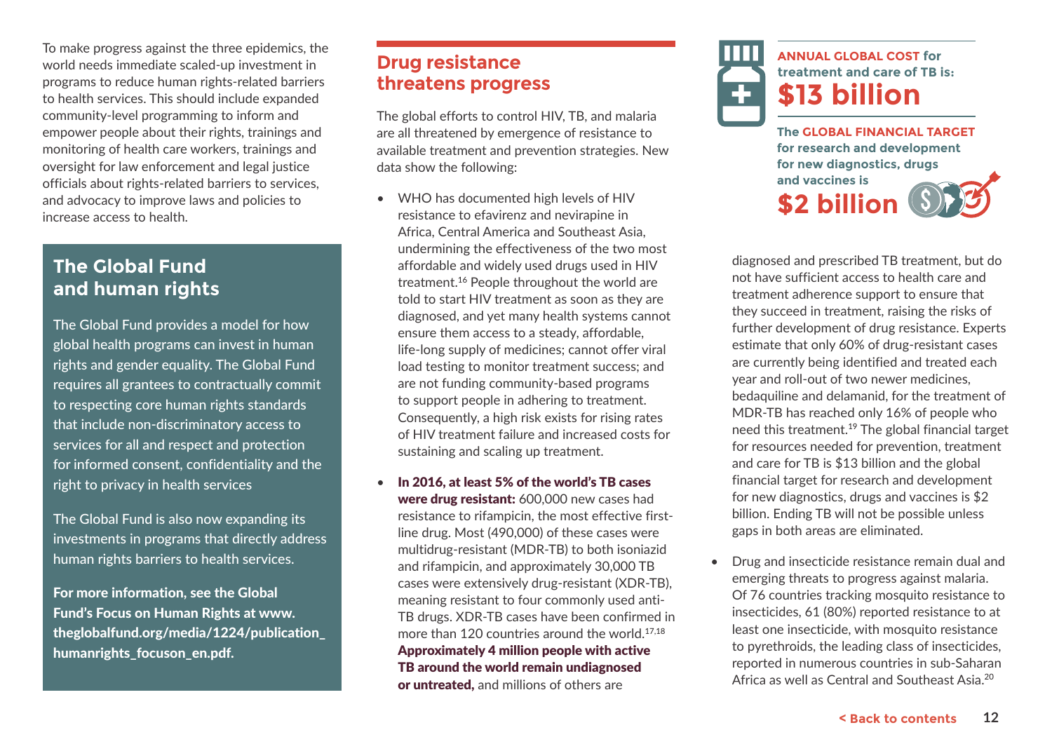To make progress against the three epidemics, the world needs immediate scaled-up investment in programs to reduce human rights-related barriers to health services. This should include expanded community-level programming to inform and empower people about their rights, trainings and monitoring of health care workers, trainings and oversight for law enforcement and legal justice officials about rights-related barriers to services, and advocacy to improve laws and policies to increase access to health.

## The Global Fund and human rights

The Global Fund provides a model for how global health programs can invest in human rights and gender equality. The Global Fund requires all grantees to contractually commit to respecting core human rights standards that include non-discriminatory access to services for all and respect and protection for informed consent, confidentiality and the right to privacy in health services

The Global Fund is also now expanding its investments in programs that directly address human rights barriers to health services.

**For more information, see the Global Fund's Focus on Human Rights at www.theglobalfund.org/media/1224/publication_humanrights_focuson_en.pdf.**

## Drug resistance threatens progress

The global efforts to control HIV, TB, and malaria are all threatened by emergence of resistance to available treatment and prevention strategies. New data show the following:

- WHO has documented high levels of HIV resistance to efavirenz and nevirapine in Africa, Central America and Southeast Asia, undermining the effectiveness of the two most affordable and widely used drugs used in HIV treatment.[16] People throughout the world are told to start HIV treatment as soon as they are diagnosed, and yet many health systems cannot ensure them access to a steady, affordable, life-long supply of medicines; cannot offer viral load testing to monitor treatment success; and are not funding community-based programs to support people in adhering to treatment. Consequently, a high risk exists for rising rates of HIV treatment failure and increased costs for sustaining and scaling up treatment.

- **In 2016, at least 5% of the world's TB cases were drug resistant:** 600,000 new cases had resistance to rifampicin, the most effective first-line drug. Most (490,000) of these cases were multidrug-resistant (MDR-TB) to both isoniazid and rifampicin, and approximately 30,000 TB cases were extensively drug-resistant (XDR-TB), meaning resistant to four commonly used anti-TB drugs. XDR-TB cases have been confirmed in more than 120 countries around the world.[17,18] **Approximately 4 million people with active TB around the world remain undiagnosed or untreated,** and millions of others are diagnosed and prescribed TB treatment, but do not have sufficient access to health care and treatment adherence support to ensure that they succeed in treatment, raising the risks of further development of drug resistance. Experts estimate that only 60% of drug-resistant cases are currently being identified and treated each year and roll-out of two newer medicines, bedaquiline and delamanid, for the treatment of MDR-TB has reached only 16% of people who need this treatment.[19] The global financial target for resources needed for prevention, treatment and care for TB is $13 billion and the global financial target for research and development for new diagnostics, drugs and vaccines is $2 billion. Ending TB will not be possible unless gaps in both areas are eliminated.

- Drug and insecticide resistance remain dual and emerging threats to progress against malaria. Of 76 countries tracking mosquito resistance to insecticides, 61 (80%) reported resistance to at least one insecticide, with mosquito resistance to pyrethroids, the leading class of insecticides, reported in numerous countries in sub-Saharan Africa as well as Central and Southeast Asia.[20]

**ANNUAL GLOBAL COST for treatment and care of TB is:**

**$13 billion**

**The GLOBAL FINANCIAL TARGET for research and development for new diagnostics, drugs and vaccines is**

**$2 billion**

**< Back to contents**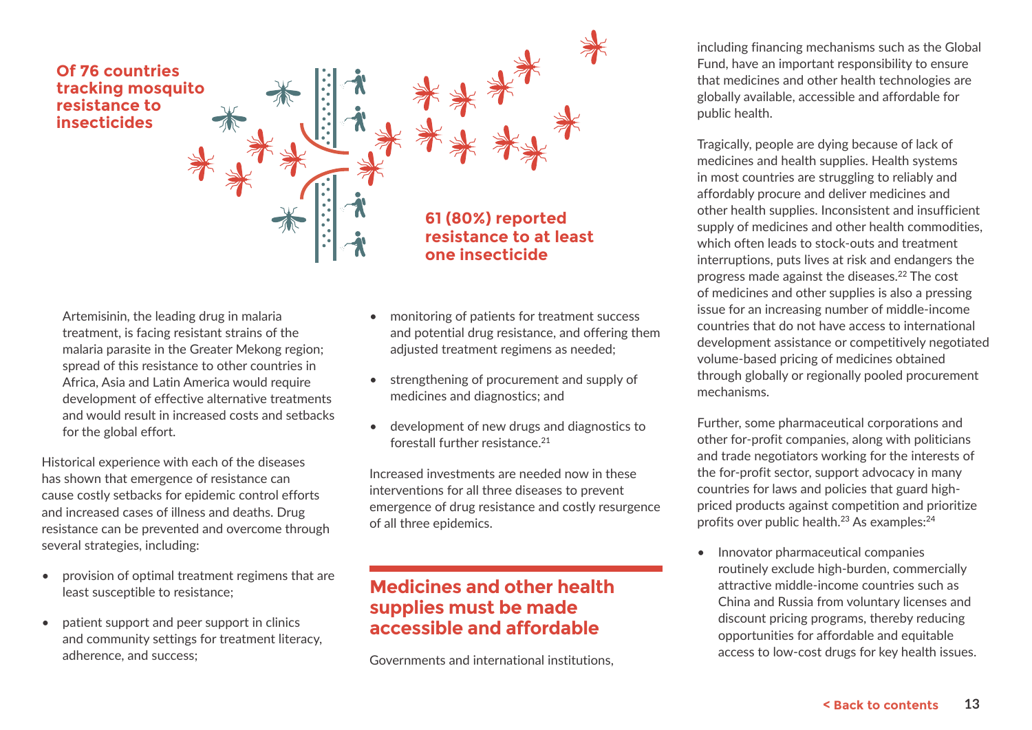**Of 76 countries tracking mosquito resistance to insecticides**

**61 (80%) reported resistance to at least one insecticide**

Artemisinin, the leading drug in malaria treatment, is facing resistant strains of the malaria parasite in the Greater Mekong region; spread of this resistance to other countries in Africa, Asia and Latin America would require development of effective alternative treatments and would result in increased costs and setbacks for the global effort.

Historical experience with each of the diseases has shown that emergence of resistance can cause costly setbacks for epidemic control efforts and increased cases of illness and deaths. Drug resistance can be prevented and overcome through several strategies, including:

- provision of optimal treatment regimens that are least susceptible to resistance;
- patient support and peer support in clinics and community settings for treatment literacy, adherence, and success;
- monitoring of patients for treatment success and potential drug resistance, and offering them adjusted treatment regimens as needed;
- strengthening of procurement and supply of medicines and diagnostics; and
- development of new drugs and diagnostics to forestall further resistance.[21]

Increased investments are needed now in these interventions for all three diseases to prevent emergence of drug resistance and costly resurgence of all three epidemics.

## Medicines and other health supplies must be made accessible and affordable

Governments and international institutions, including financing mechanisms such as the Global Fund, have an important responsibility to ensure that medicines and other health technologies are globally available, accessible and affordable for public health.

Tragically, people are dying because of lack of medicines and health supplies. Health systems in most countries are struggling to reliably and affordably procure and deliver medicines and other health supplies. Inconsistent and insufficient supply of medicines and other health commodities, which often leads to stock-outs and treatment interruptions, puts lives at risk and endangers the progress made against the diseases.[22] The cost of medicines and other supplies is also a pressing issue for an increasing number of middle-income countries that do not have access to international development assistance or competitively negotiated volume-based pricing of medicines obtained through globally or regionally pooled procurement mechanisms.

Further, some pharmaceutical corporations and other for-profit companies, along with politicians and trade negotiators working for the interests of the for-profit sector, support advocacy in many countries for laws and policies that guard high-priced products against competition and prioritize profits over public health.[23] As examples:[24]

- Innovator pharmaceutical companies routinely exclude high-burden, commercially attractive middle-income countries such as China and Russia from voluntary licenses and discount pricing programs, thereby reducing opportunities for affordable and equitable access to low-cost drugs for key health issues.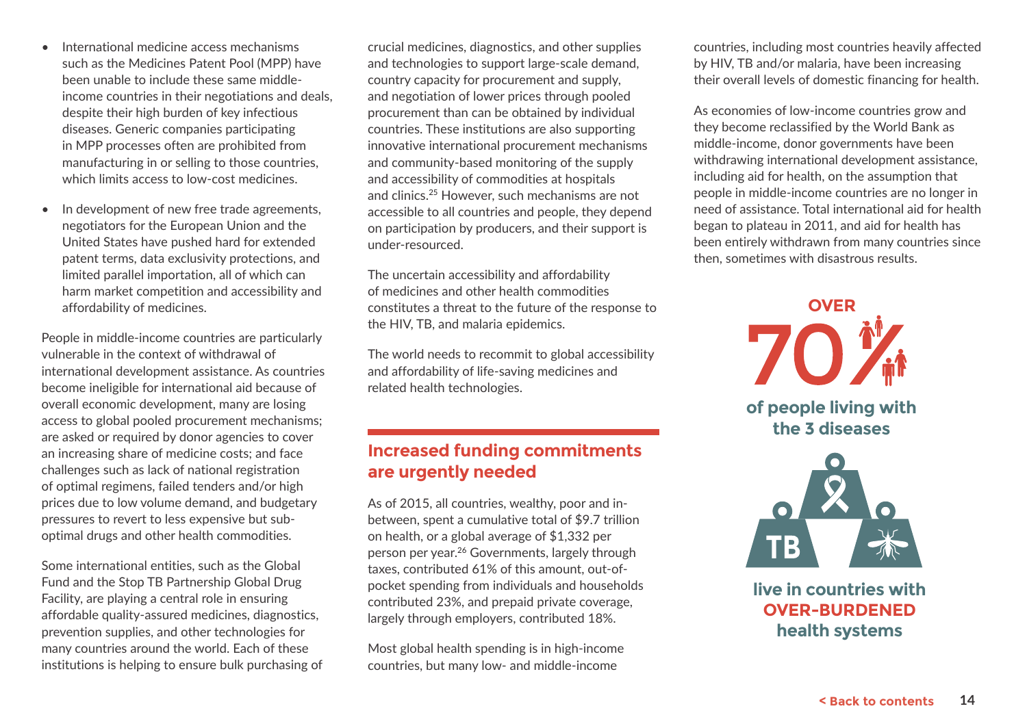- International medicine access mechanisms such as the Medicines Patent Pool (MPP) have been unable to include these same middle-income countries in their negotiations and deals, despite their high burden of key infectious diseases. Generic companies participating in MPP processes often are prohibited from manufacturing in or selling to those countries, which limits access to low-cost medicines.
- In development of new free trade agreements, negotiators for the European Union and the United States have pushed hard for extended patent terms, data exclusivity protections, and limited parallel importation, all of which can harm market competition and accessibility and affordability of medicines.

People in middle-income countries are particularly vulnerable in the context of withdrawal of international development assistance. As countries become ineligible for international aid because of overall economic development, many are losing access to global pooled procurement mechanisms; are asked or required by donor agencies to cover an increasing share of medicine costs; and face challenges such as lack of national registration of optimal regimens, failed tenders and/or high prices due to low volume demand, and budgetary pressures to revert to less expensive but sub-optimal drugs and other health commodities.

Some international entities, such as the Global Fund and the Stop TB Partnership Global Drug Facility, are playing a central role in ensuring affordable quality-assured medicines, diagnostics, prevention supplies, and other technologies for many countries around the world. Each of these institutions is helping to ensure bulk purchasing of crucial medicines, diagnostics, and other supplies and technologies to support large-scale demand, country capacity for procurement and supply, and negotiation of lower prices through pooled procurement than can be obtained by individual countries. These institutions are also supporting innovative international procurement mechanisms and community-based monitoring of the supply and accessibility of commodities at hospitals and clinics.[25] However, such mechanisms are not accessible to all countries and people, they depend on participation by producers, and their support is under-resourced.

The uncertain accessibility and affordability of medicines and other health commodities constitutes a threat to the future of the response to the HIV, TB, and malaria epidemics.

The world needs to recommit to global accessibility and affordability of life-saving medicines and related health technologies.

## Increased funding commitments are urgently needed

As of 2015, all countries, wealthy, poor and in-between, spent a cumulative total of $9.7 trillion on health, or a global average of $1,332 per person per year.[26] Governments, largely through taxes, contributed 61% of this amount, out-of-pocket spending from individuals and households contributed 23%, and prepaid private coverage, largely through employers, contributed 18%.

Most global health spending is in high-income countries, but many low- and middle-income countries, including most countries heavily affected by HIV, TB and/or malaria, have been increasing their overall levels of domestic financing for health.

As economies of low-income countries grow and they become reclassified by the World Bank as middle-income, donor governments have been withdrawing international development assistance, including aid for health, on the assumption that people in middle-income countries are no longer in need of assistance. Total international aid for health began to plateau in 2011, and aid for health has been entirely withdrawn from many countries since then, sometimes with disastrous results.

**OVER 70% of people living with the 3 diseases live in countries with OVER-BURDENED health systems**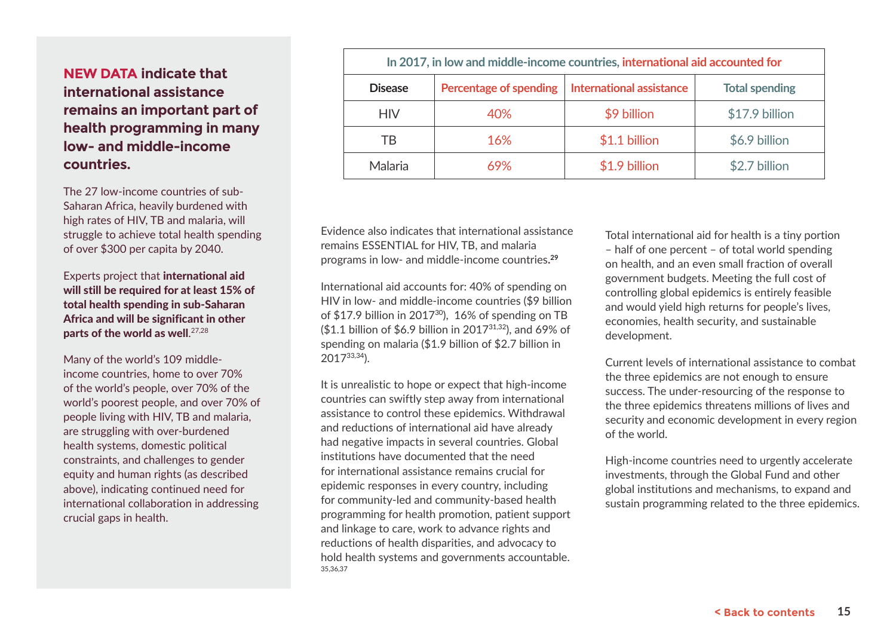**NEW DATA indicate that international assistance remains an important part of health programming in many low- and middle-income countries.**

The 27 low-income countries of sub-Saharan Africa, heavily burdened with high rates of HIV, TB and malaria, will struggle to achieve total health spending of over $300 per capita by 2040.

Experts project that **international aid will still be required for at least 15% of total health spending in sub-Saharan Africa and will be significant in other parts of the world as well**.[27,28]

Many of the world's 109 middle-income countries, home to over 70% of the world's people, over 70% of the world's poorest people, and over 70% of people living with HIV, TB and malaria, are struggling with over-burdened health systems, domestic political constraints, and challenges to gender equity and human rights (as described above), indicating continued need for international collaboration in addressing crucial gaps in health.

| In 2017, in low and middle-income countries, international aid accounted for | | | |
|---|---|---|---|
| Disease | Percentage of spending | International assistance | Total spending |
| HIV | 40% | $9 billion | $17.9 billion |
| TB | 16% | $1.1 billion | $6.9 billion |
| Malaria | 69% | $1.9 billion | $2.7 billion |

Evidence also indicates that international assistance remains ESSENTIAL for HIV, TB, and malaria programs in low- and middle-income countries.[29]

International aid accounts for: 40% of spending on HIV in low- and middle-income countries ($9 billion of $17.9 billion in 2017[30]), 16% of spending on TB ($1.1 billion of $6.9 billion in 2017[31,32]), and 69% of spending on malaria ($1.9 billion of $2.7 billion in 2017[33,34]).

It is unrealistic to hope or expect that high-income countries can swiftly step away from international assistance to control these epidemics. Withdrawal and reductions of international aid have already had negative impacts in several countries. Global institutions have documented that the need for international assistance remains crucial for epidemic responses in every country, including for community-led and community-based health programming for health promotion, patient support and linkage to care, work to advance rights and reductions of health disparities, and advocacy to hold health systems and governments accountable.[35,36,37]

Total international aid for health is a tiny portion – half of one percent – of total world spending on health, and an even small fraction of overall government budgets. Meeting the full cost of controlling global epidemics is entirely feasible and would yield high returns for people's lives, economies, health security, and sustainable development.

Current levels of international assistance to combat the three epidemics are not enough to ensure success. The under-resourcing of the response to the three epidemics threatens millions of lives and security and economic development in every region of the world.

High-income countries need to urgently accelerate investments, through the Global Fund and other global institutions and mechanisms, to expand and sustain programming related to the three epidemics.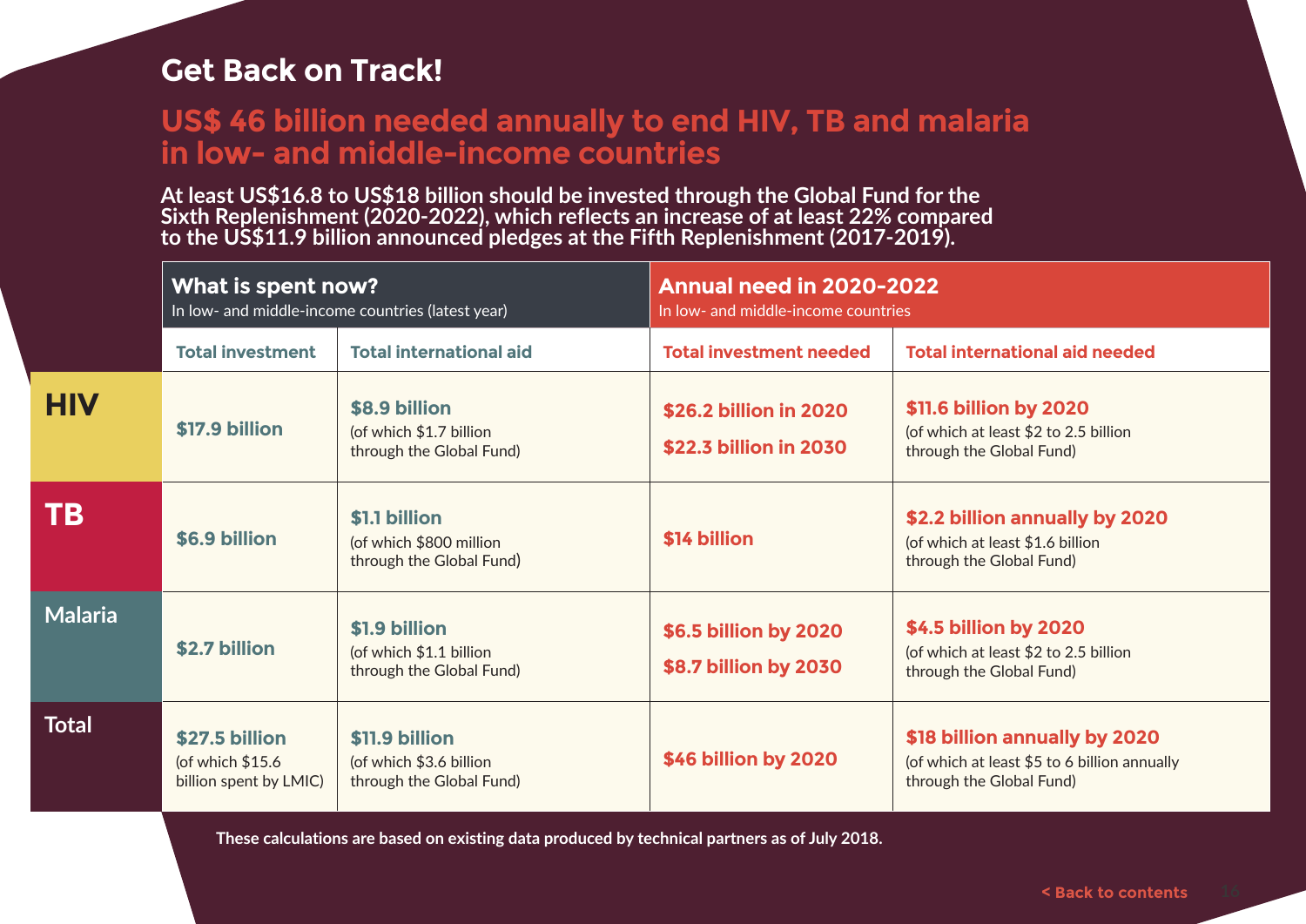## Get Back on Track!

### US$ 46 billion needed annually to end HIV, TB and malaria in low- and middle-income countries

**At least US$16.8 to US$18 billion should be invested through the Global Fund for the Sixth Replenishment (2020-2022), which reflects an increase of at least 22% compared to the US$11.9 billion announced pledges at the Fifth Replenishment (2017-2019).**

| | **What is spent now?** In low- and middle-income countries (latest year) | | **Annual need in 2020-2022** In low- and middle-income countries | |
|---|---|---|---|---|
| | **Total investment** | **Total international aid** | **Total investment needed** | **Total international aid needed** |
| **HIV** | **$17.9 billion** | **$8.9 billion** (of which $1.7 billion through the Global Fund) | **$26.2 billion in 2020** **$22.3 billion in 2030** | **$11.6 billion by 2020** (of which at least $2 to 2.5 billion through the Global Fund) |
| **TB** | **$6.9 billion** | **$1.1 billion** (of which $800 million through the Global Fund) | **$14 billion** | **$2.2 billion annually by 2020** (of which at least $1.6 billion through the Global Fund) |
| **Malaria** | **$2.7 billion** | **$1.9 billion** (of which $1.1 billion through the Global Fund) | **$6.5 billion by 2020** **$8.7 billion by 2030** | **$4.5 billion by 2020** (of which at least $2 to 2.5 billion through the Global Fund) |
| **Total** | **$27.5 billion** (of which $15.6 billion spent by LMIC) | **$11.9 billion** (of which $3.6 billion through the Global Fund) | **$46 billion by 2020** | **$18 billion annually by 2020** (of which at least $5 to 6 billion annually through the Global Fund) |

**These calculations are based on existing data produced by technical partners as of July 2018.**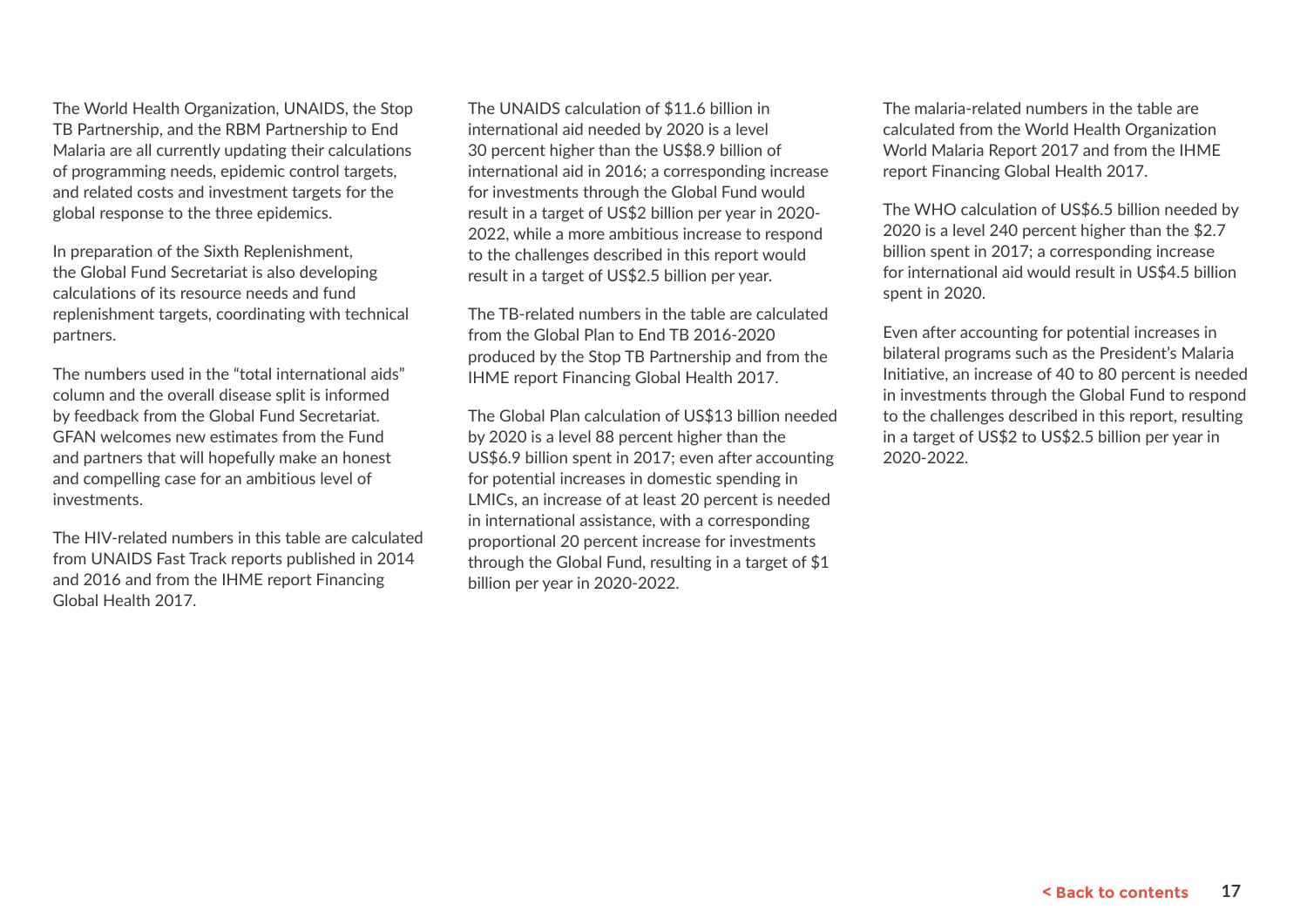The World Health Organization, UNAIDS, the Stop TB Partnership, and the RBM Partnership to End Malaria are all currently updating their calculations of programming needs, epidemic control targets, and related costs and investment targets for the global response to the three epidemics.

In preparation of the Sixth Replenishment, the Global Fund Secretariat is also developing calculations of its resource needs and fund replenishment targets, coordinating with technical partners.

The numbers used in the "total international aids" column and the overall disease split is informed by feedback from the Global Fund Secretariat. GFAN welcomes new estimates from the Fund and partners that will hopefully make an honest and compelling case for an ambitious level of investments.

The HIV-related numbers in this table are calculated from UNAIDS Fast Track reports published in 2014 and 2016 and from the IHME report Financing Global Health 2017.

The UNAIDS calculation of $11.6 billion in international aid needed by 2020 is a level 30 percent higher than the US$8.9 billion of international aid in 2016; a corresponding increase for investments through the Global Fund would result in a target of US$2 billion per year in 2020-2022, while a more ambitious increase to respond to the challenges described in this report would result in a target of US$2.5 billion per year.

The TB-related numbers in the table are calculated from the Global Plan to End TB 2016-2020 produced by the Stop TB Partnership and from the IHME report Financing Global Health 2017.

The Global Plan calculation of US$13 billion needed by 2020 is a level 88 percent higher than the US$6.9 billion spent in 2017; even after accounting for potential increases in domestic spending in LMICs, an increase of at least 20 percent is needed in international assistance, with a corresponding proportional 20 percent increase for investments through the Global Fund, resulting in a target of $1 billion per year in 2020-2022.

The malaria-related numbers in the table are calculated from the World Health Organization World Malaria Report 2017 and from the IHME report Financing Global Health 2017.

The WHO calculation of US$6.5 billion needed by 2020 is a level 240 percent higher than the $2.7 billion spent in 2017; a corresponding increase for international aid would result in US$4.5 billion spent in 2020.

Even after accounting for potential increases in bilateral programs such as the President's Malaria Initiative, an increase of 40 to 80 percent is needed in investments through the Global Fund to respond to the challenges described in this report, resulting in a target of US$2 to US$2.5 billion per year in 2020-2022.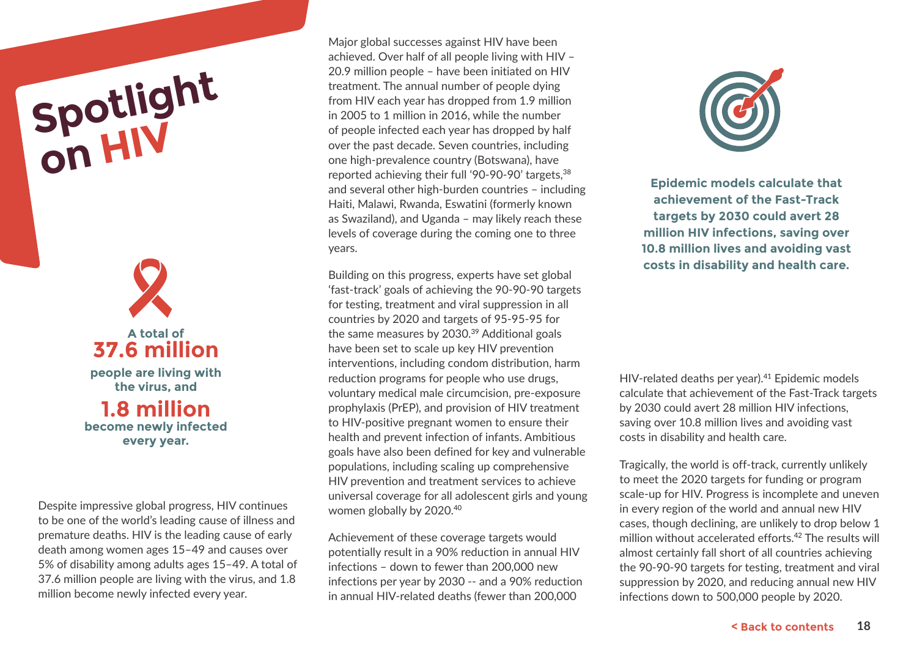# Spotlight on HIV

**A total of 37.6 million people are living with the virus, and 1.8 million become newly infected every year.**

Despite impressive global progress, HIV continues to be one of the world's leading cause of illness and premature deaths. HIV is the leading cause of early death among women ages 15–49 and causes over 5% of disability among adults ages 15–49. A total of 37.6 million people are living with the virus, and 1.8 million become newly infected every year.

Major global successes against HIV have been achieved. Over half of all people living with HIV – 20.9 million people – have been initiated on HIV treatment. The annual number of people dying from HIV each year has dropped from 1.9 million in 2005 to 1 million in 2016, while the number of people infected each year has dropped by half over the past decade. Seven countries, including one high-prevalence country (Botswana), have reported achieving their full '90-90-90' targets,[38] and several other high-burden countries – including Haiti, Malawi, Rwanda, Eswatini (formerly known as Swaziland), and Uganda – may likely reach these levels of coverage during the coming one to three years.

Building on this progress, experts have set global 'fast-track' goals of achieving the 90-90-90 targets for testing, treatment and viral suppression in all countries by 2020 and targets of 95-95-95 for the same measures by 2030.[39] Additional goals have been set to scale up key HIV prevention interventions, including condom distribution, harm reduction programs for people who use drugs, voluntary medical male circumcision, pre-exposure prophylaxis (PrEP), and provision of HIV treatment to HIV-positive pregnant women to ensure their health and prevent infection of infants. Ambitious goals have also been defined for key and vulnerable populations, including scaling up comprehensive HIV prevention and treatment services to achieve universal coverage for all adolescent girls and young women globally by 2020.[40]

Achievement of these coverage targets would potentially result in a 90% reduction in annual HIV infections – down to fewer than 200,000 new infections per year by 2030 -- and a 90% reduction in annual HIV-related deaths (fewer than 200,000 HIV-related deaths per year).[41] Epidemic models calculate that achievement of the Fast-Track targets by 2030 could avert 28 million HIV infections, saving over 10.8 million lives and avoiding vast costs in disability and health care.

**Epidemic models calculate that achievement of the Fast-Track targets by 2030 could avert 28 million HIV infections, saving over 10.8 million lives and avoiding vast costs in disability and health care.**

Tragically, the world is off-track, currently unlikely to meet the 2020 targets for funding or program scale-up for HIV. Progress is incomplete and uneven in every region of the world and annual new HIV cases, though declining, are unlikely to drop below 1 million without accelerated efforts.[42] The results will almost certainly fall short of all countries achieving the 90-90-90 targets for testing, treatment and viral suppression by 2020, and reducing annual new HIV infections down to 500,000 people by 2020.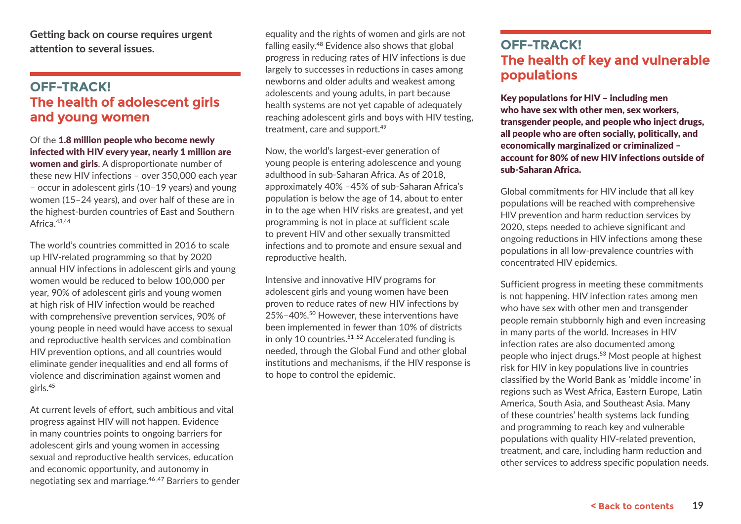**Getting back on course requires urgent attention to several issues.**

## OFF-TRACK! The health of adolescent girls and young women

Of the **1.8 million people who become newly infected with HIV every year, nearly 1 million are women and girls**. A disproportionate number of these new HIV infections – over 350,000 each year – occur in adolescent girls (10–19 years) and young women (15–24 years), and over half of these are in the highest-burden countries of East and Southern Africa.[43,44]

The world's countries committed in 2016 to scale up HIV-related programming so that by 2020 annual HIV infections in adolescent girls and young women would be reduced to below 100,000 per year, 90% of adolescent girls and young women at high risk of HIV infection would be reached with comprehensive prevention services, 90% of young people in need would have access to sexual and reproductive health services and combination HIV prevention options, and all countries would eliminate gender inequalities and end all forms of violence and discrimination against women and girls.[45]

At current levels of effort, such ambitious and vital progress against HIV will not happen. Evidence in many countries points to ongoing barriers for adolescent girls and young women in accessing sexual and reproductive health services, education and economic opportunity, and autonomy in negotiating sex and marriage.[46,47] Barriers to gender equality and the rights of women and girls are not falling easily.[48] Evidence also shows that global progress in reducing rates of HIV infections is due largely to successes in reductions in cases among newborns and older adults and weakest among adolescents and young adults, in part because health systems are not yet capable of adequately reaching adolescent girls and boys with HIV testing, treatment, care and support.[49]

Now, the world's largest-ever generation of young people is entering adolescence and young adulthood in sub-Saharan Africa. As of 2018, approximately 40% –45% of sub-Saharan Africa's population is below the age of 14, about to enter in to the age when HIV risks are greatest, and yet programming is not in place at sufficient scale to prevent HIV and other sexually transmitted infections and to promote and ensure sexual and reproductive health.

Intensive and innovative HIV programs for adolescent girls and young women have been proven to reduce rates of new HIV infections by 25%–40%.[50] However, these interventions have been implemented in fewer than 10% of districts in only 10 countries.[51,52] Accelerated funding is needed, through the Global Fund and other global institutions and mechanisms, if the HIV response is to hope to control the epidemic.

## OFF-TRACK! The health of key and vulnerable populations

**Key populations for HIV – including men who have sex with other men, sex workers, transgender people, and people who inject drugs, all people who are often socially, politically, and economically marginalized or criminalized – account for 80% of new HIV infections outside of sub-Saharan Africa.**

Global commitments for HIV include that all key populations will be reached with comprehensive HIV prevention and harm reduction services by 2020, steps needed to achieve significant and ongoing reductions in HIV infections among these populations in all low-prevalence countries with concentrated HIV epidemics.

Sufficient progress in meeting these commitments is not happening. HIV infection rates among men who have sex with other men and transgender people remain stubbornly high and even increasing in many parts of the world. Increases in HIV infection rates are also documented among people who inject drugs.[53] Most people at highest risk for HIV in key populations live in countries classified by the World Bank as 'middle income' in regions such as West Africa, Eastern Europe, Latin America, South Asia, and Southeast Asia. Many of these countries' health systems lack funding and programming to reach key and vulnerable populations with quality HIV-related prevention, treatment, and care, including harm reduction and other services to address specific population needs.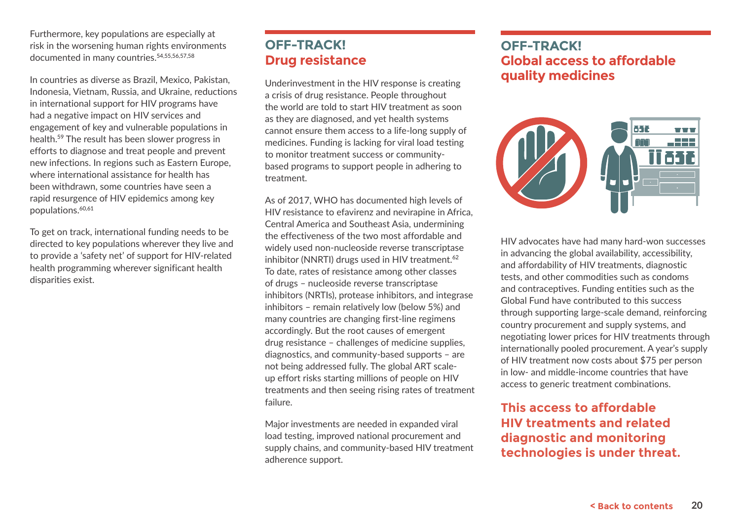Furthermore, key populations are especially at risk in the worsening human rights environments documented in many countries.[54,55,56,57,58]

In countries as diverse as Brazil, Mexico, Pakistan, Indonesia, Vietnam, Russia, and Ukraine, reductions in international support for HIV programs have had a negative impact on HIV services and engagement of key and vulnerable populations in health.[59] The result has been slower progress in efforts to diagnose and treat people and prevent new infections. In regions such as Eastern Europe, where international assistance for health has been withdrawn, some countries have seen a rapid resurgence of HIV epidemics among key populations.[60,61]

To get on track, international funding needs to be directed to key populations wherever they live and to provide a 'safety net' of support for HIV-related health programming wherever significant health disparities exist.

## OFF-TRACK! Drug resistance

Underinvestment in the HIV response is creating a crisis of drug resistance. People throughout the world are told to start HIV treatment as soon as they are diagnosed, and yet health systems cannot ensure them access to a life-long supply of medicines. Funding is lacking for viral load testing to monitor treatment success or community-based programs to support people in adhering to treatment.

As of 2017, WHO has documented high levels of HIV resistance to efavirenz and nevirapine in Africa, Central America and Southeast Asia, undermining the effectiveness of the two most affordable and widely used non-nucleoside reverse transcriptase inhibitor (NNRTI) drugs used in HIV treatment.[62] To date, rates of resistance among other classes of drugs – nucleoside reverse transcriptase inhibitors (NRTIs), protease inhibitors, and integrase inhibitors – remain relatively low (below 5%) and many countries are changing first-line regimens accordingly. But the root causes of emergent drug resistance – challenges of medicine supplies, diagnostics, and community-based supports – are not being addressed fully. The global ART scale-up effort risks starting millions of people on HIV treatments and then seeing rising rates of treatment failure.

Major investments are needed in expanded viral load testing, improved national procurement and supply chains, and community-based HIV treatment adherence support.

## OFF-TRACK! Global access to affordable quality medicines

HIV advocates have had many hard-won successes in advancing the global availability, accessibility, and affordability of HIV treatments, diagnostic tests, and other commodities such as condoms and contraceptives. Funding entities such as the Global Fund have contributed to this success through supporting large-scale demand, reinforcing country procurement and supply systems, and negotiating lower prices for HIV treatments through internationally pooled procurement. A year's supply of HIV treatment now costs about $75 per person in low- and middle-income countries that have access to generic treatment combinations.

**This access to affordable HIV treatments and related diagnostic and monitoring technologies is under threat.**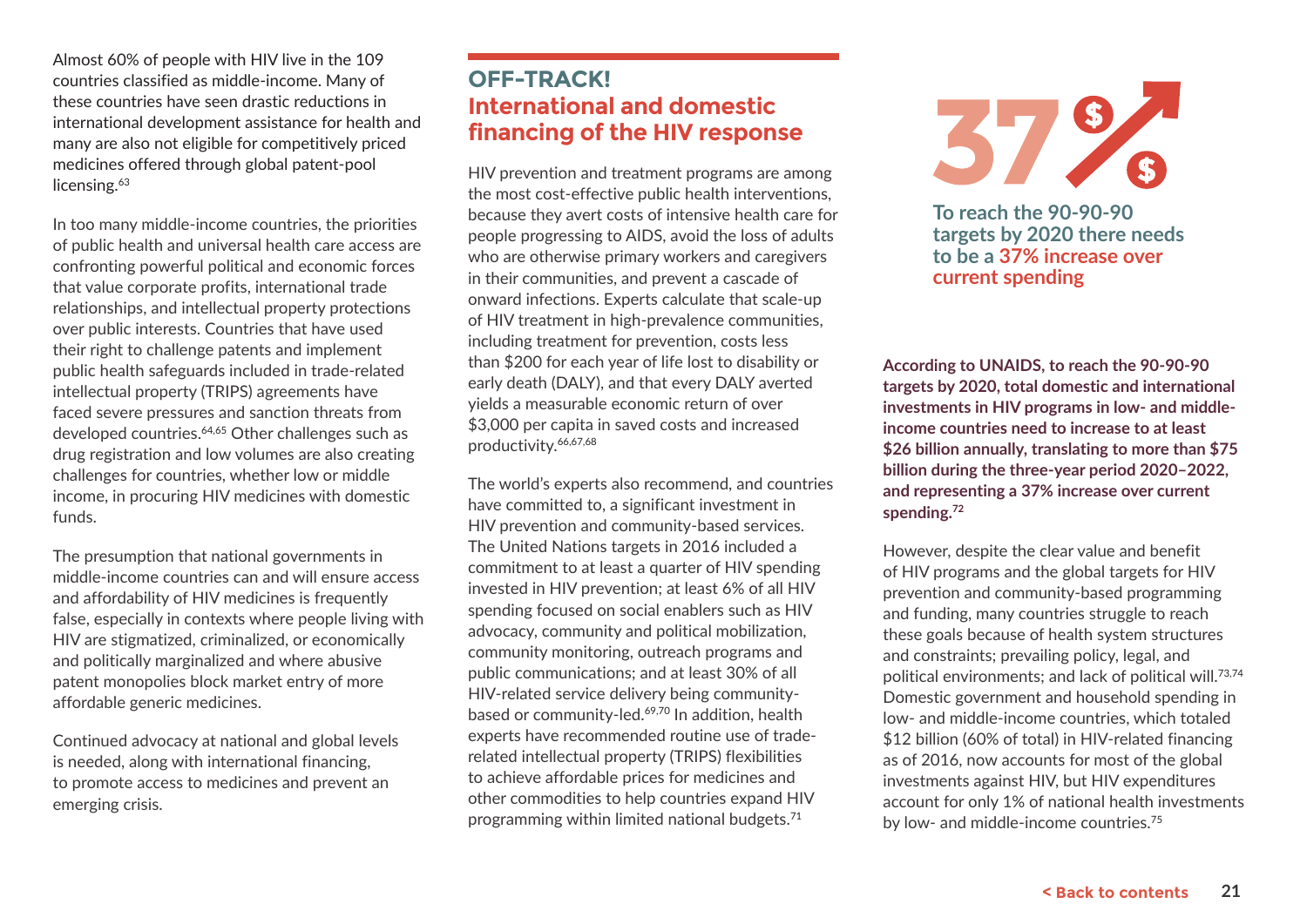Almost 60% of people with HIV live in the 109 countries classified as middle-income. Many of these countries have seen drastic reductions in international development assistance for health and many are also not eligible for competitively priced medicines offered through global patent-pool licensing.[63]

In too many middle-income countries, the priorities of public health and universal health care access are confronting powerful political and economic forces that value corporate profits, international trade relationships, and intellectual property protections over public interests. Countries that have used their right to challenge patents and implement public health safeguards included in trade-related intellectual property (TRIPS) agreements have faced severe pressures and sanction threats from developed countries.[64,65] Other challenges such as drug registration and low volumes are also creating challenges for countries, whether low or middle income, in procuring HIV medicines with domestic funds.

The presumption that national governments in middle-income countries can and will ensure access and affordability of HIV medicines is frequently false, especially in contexts where people living with HIV are stigmatized, criminalized, or economically and politically marginalized and where abusive patent monopolies block market entry of more affordable generic medicines.

Continued advocacy at national and global levels is needed, along with international financing, to promote access to medicines and prevent an emerging crisis.

## OFF-TRACK! International and domestic financing of the HIV response

HIV prevention and treatment programs are among the most cost-effective public health interventions, because they avert costs of intensive health care for people progressing to AIDS, avoid the loss of adults who are otherwise primary workers and caregivers in their communities, and prevent a cascade of onward infections. Experts calculate that scale-up of HIV treatment in high-prevalence communities, including treatment for prevention, costs less than $200 for each year of life lost to disability or early death (DALY), and that every DALY averted yields a measurable economic return of over $3,000 per capita in saved costs and increased productivity.[66,67,68]

The world's experts also recommend, and countries have committed to, a significant investment in HIV prevention and community-based services. The United Nations targets in 2016 included a commitment to at least a quarter of HIV spending invested in HIV prevention; at least 6% of all HIV spending focused on social enablers such as HIV advocacy, community and political mobilization, community monitoring, outreach programs and public communications; and at least 30% of all HIV-related service delivery being community-based or community-led.[69,70] In addition, health experts have recommended routine use of trade-related intellectual property (TRIPS) flexibilities to achieve affordable prices for medicines and other commodities to help countries expand HIV programming within limited national budgets.[71]

**37%**

**To reach the 90-90-90 targets by 2020 there needs to be a 37% increase over current spending**

**According to UNAIDS, to reach the 90-90-90 targets by 2020, total domestic and international investments in HIV programs in low- and middle-income countries need to increase to at least $26 billion annually, translating to more than $75 billion during the three-year period 2020–2022, and representing a 37% increase over current spending.[72]**

However, despite the clear value and benefit of HIV programs and the global targets for HIV prevention and community-based programming and funding, many countries struggle to reach these goals because of health system structures and constraints; prevailing policy, legal, and political environments; and lack of political will.[73,74] Domestic government and household spending in low- and middle-income countries, which totaled $12 billion (60% of total) in HIV-related financing as of 2016, now accounts for most of the global investments against HIV, but HIV expenditures account for only 1% of national health investments by low- and middle-income countries.[75]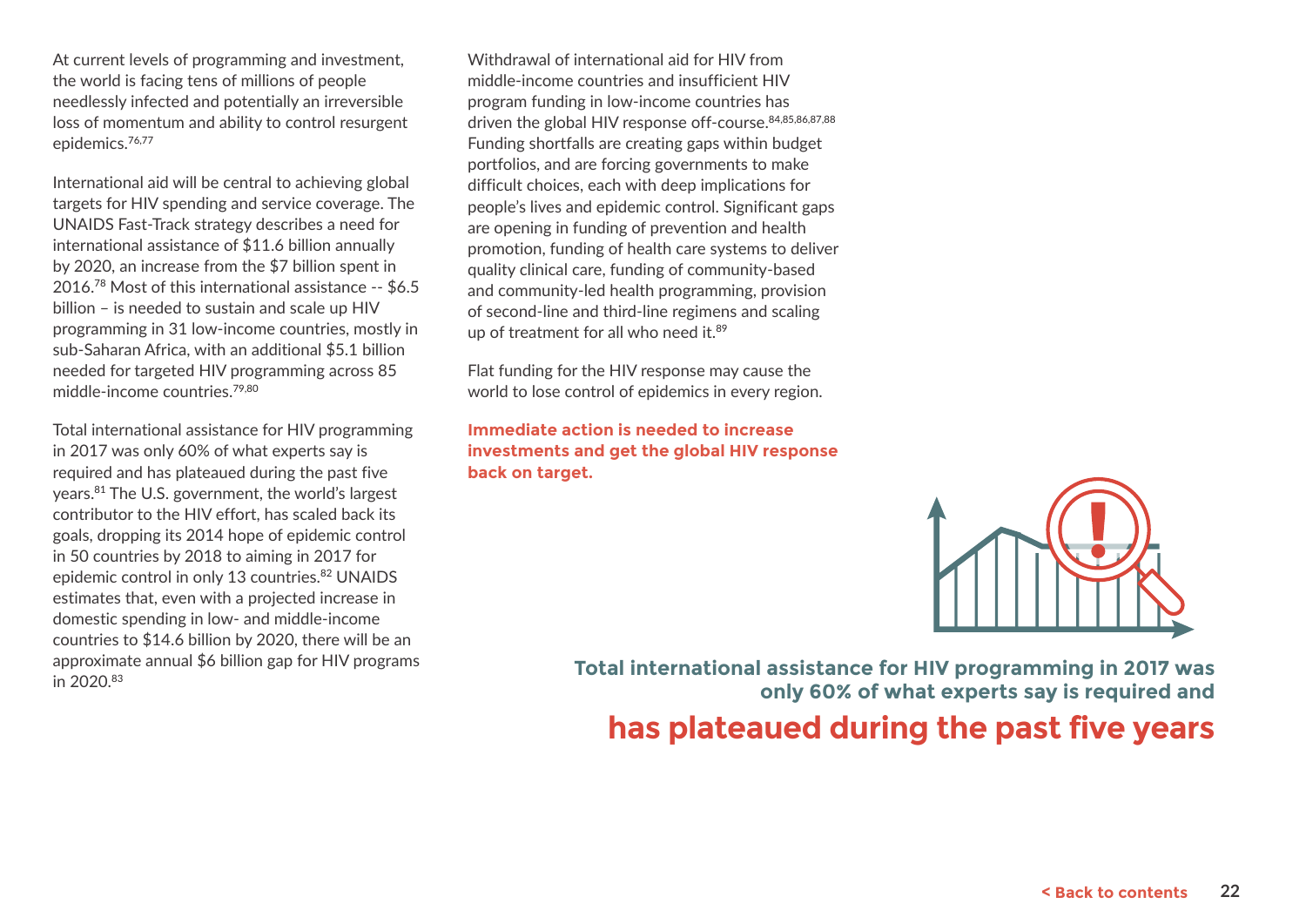At current levels of programming and investment, the world is facing tens of millions of people needlessly infected and potentially an irreversible loss of momentum and ability to control resurgent epidemics.[76,77]

International aid will be central to achieving global targets for HIV spending and service coverage. The UNAIDS Fast-Track strategy describes a need for international assistance of $11.6 billion annually by 2020, an increase from the $7 billion spent in 2016.[78] Most of this international assistance -- $6.5 billion – is needed to sustain and scale up HIV programming in 31 low-income countries, mostly in sub-Saharan Africa, with an additional $5.1 billion needed for targeted HIV programming across 85 middle-income countries.[79,80]

Total international assistance for HIV programming in 2017 was only 60% of what experts say is required and has plateaued during the past five years.[81] The U.S. government, the world's largest contributor to the HIV effort, has scaled back its goals, dropping its 2014 hope of epidemic control in 50 countries by 2018 to aiming in 2017 for epidemic control in only 13 countries.[82] UNAIDS estimates that, even with a projected increase in domestic spending in low- and middle-income countries to $14.6 billion by 2020, there will be an approximate annual $6 billion gap for HIV programs in 2020.[83]

Withdrawal of international aid for HIV from middle-income countries and insufficient HIV program funding in low-income countries has driven the global HIV response off-course.[84,85,86,87,88] Funding shortfalls are creating gaps within budget portfolios, and are forcing governments to make difficult choices, each with deep implications for people's lives and epidemic control. Significant gaps are opening in funding of prevention and health promotion, funding of health care systems to deliver quality clinical care, funding of community-based and community-led health programming, provision of second-line and third-line regimens and scaling up of treatment for all who need it.[89]

Flat funding for the HIV response may cause the world to lose control of epidemics in every region.

**Immediate action is needed to increase investments and get the global HIV response back on target.**

**Total international assistance for HIV programming in 2017 was only 60% of what experts say is required and**

**has plateaued during the past five years**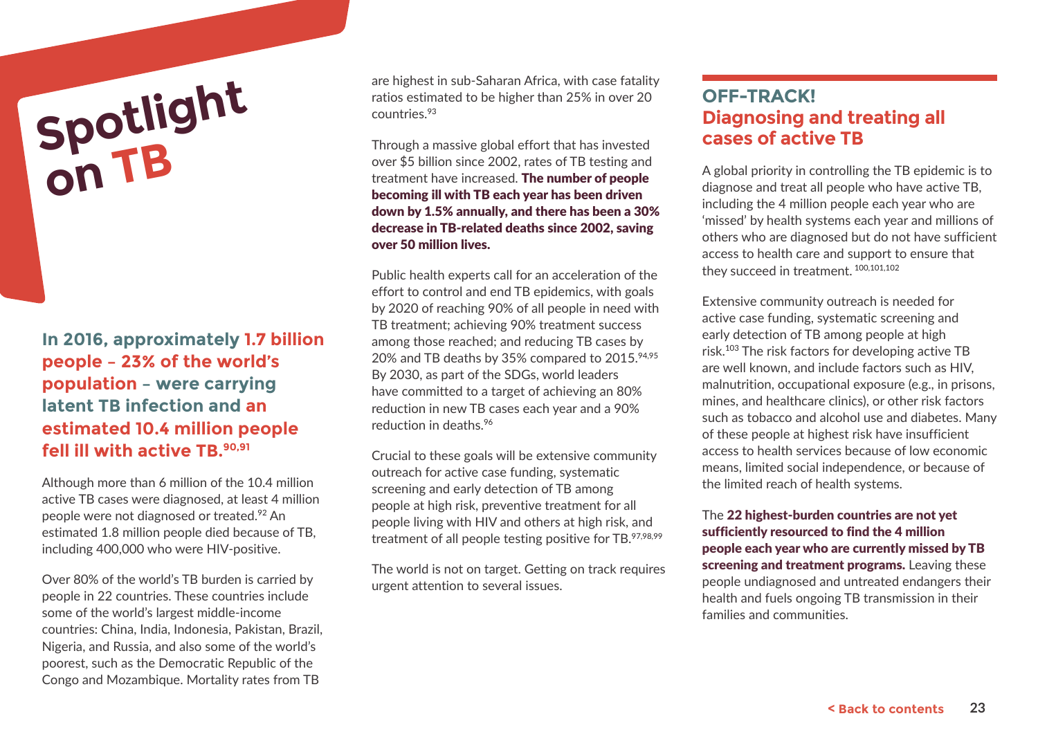# Spotlight on TB

**In 2016, approximately 1.7 billion people – 23% of the world's population – were carrying latent TB infection and an estimated 10.4 million people fell ill with active TB.[90,91]**

Although more than 6 million of the 10.4 million active TB cases were diagnosed, at least 4 million people were not diagnosed or treated.[92] An estimated 1.8 million people died because of TB, including 400,000 who were HIV-positive.

Over 80% of the world's TB burden is carried by people in 22 countries. These countries include some of the world's largest middle-income countries: China, India, Indonesia, Pakistan, Brazil, Nigeria, and Russia, and also some of the world's poorest, such as the Democratic Republic of the Congo and Mozambique. Mortality rates from TB are highest in sub-Saharan Africa, with case fatality ratios estimated to be higher than 25% in over 20 countries.[93]

Through a massive global effort that has invested over $5 billion since 2002, rates of TB testing and treatment have increased. **The number of people becoming ill with TB each year has been driven down by 1.5% annually, and there has been a 30% decrease in TB-related deaths since 2002, saving over 50 million lives.**

Public health experts call for an acceleration of the effort to control and end TB epidemics, with goals by 2020 of reaching 90% of all people in need with TB treatment; achieving 90% treatment success among those reached; and reducing TB cases by 20% and TB deaths by 35% compared to 2015.[94,95] By 2030, as part of the SDGs, world leaders have committed to a target of achieving an 80% reduction in new TB cases each year and a 90% reduction in deaths.[96]

Crucial to these goals will be extensive community outreach for active case funding, systematic screening and early detection of TB among people at high risk, preventive treatment for all people living with HIV and others at high risk, and treatment of all people testing positive for TB.[97,98,99]

The world is not on target. Getting on track requires urgent attention to several issues.

## OFF-TRACK! Diagnosing and treating all cases of active TB

A global priority in controlling the TB epidemic is to diagnose and treat all people who have active TB, including the 4 million people each year who are 'missed' by health systems each year and millions of others who are diagnosed but do not have sufficient access to health care and support to ensure that they succeed in treatment.[100,101,102]

Extensive community outreach is needed for active case funding, systematic screening and early detection of TB among people at high risk.[103] The risk factors for developing active TB are well known, and include factors such as HIV, malnutrition, occupational exposure (e.g., in prisons, mines, and healthcare clinics), or other risk factors such as tobacco and alcohol use and diabetes. Many of these people at highest risk have insufficient access to health services because of low economic means, limited social independence, or because of the limited reach of health systems.

The **22 highest-burden countries are not yet sufficiently resourced to find the 4 million people each year who are currently missed by TB screening and treatment programs.** Leaving these people undiagnosed and untreated endangers their health and fuels ongoing TB transmission in their families and communities.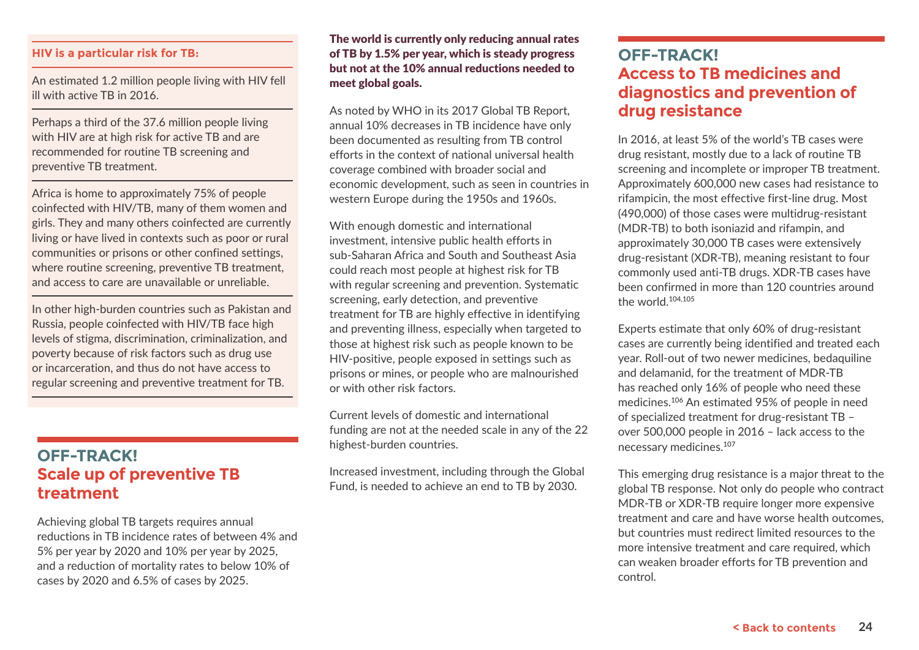**HIV is a particular risk for TB:**

An estimated 1.2 million people living with HIV fell ill with active TB in 2016.

Perhaps a third of the 37.6 million people living with HIV are at high risk for active TB and are recommended for routine TB screening and preventive TB treatment.

Africa is home to approximately 75% of people coinfected with HIV/TB, many of them women and girls. They and many others coinfected are currently living or have lived in contexts such as poor or rural communities or prisons or other confined settings, where routine screening, preventive TB treatment, and access to care are unavailable or unreliable.

In other high-burden countries such as Pakistan and Russia, people coinfected with HIV/TB face high levels of stigma, discrimination, criminalization, and poverty because of risk factors such as drug use or incarceration, and thus do not have access to regular screening and preventive treatment for TB.

## OFF-TRACK! Scale up of preventive TB treatment

Achieving global TB targets requires annual reductions in TB incidence rates of between 4% and 5% per year by 2020 and 10% per year by 2025, and a reduction of mortality rates to below 10% of cases by 2020 and 6.5% of cases by 2025.

**The world is currently only reducing annual rates of TB by 1.5% per year, which is steady progress but not at the 10% annual reductions needed to meet global goals.**

As noted by WHO in its 2017 Global TB Report, annual 10% decreases in TB incidence have only been documented as resulting from TB control efforts in the context of national universal health coverage combined with broader social and economic development, such as seen in countries in western Europe during the 1950s and 1960s.

With enough domestic and international investment, intensive public health efforts in sub-Saharan Africa and South and Southeast Asia could reach most people at highest risk for TB with regular screening and prevention. Systematic screening, early detection, and preventive treatment for TB are highly effective in identifying and preventing illness, especially when targeted to those at highest risk such as people known to be HIV-positive, people exposed in settings such as prisons or mines, or people who are malnourished or with other risk factors.

Current levels of domestic and international funding are not at the needed scale in any of the 22 highest-burden countries.

Increased investment, including through the Global Fund, is needed to achieve an end to TB by 2030.

## OFF-TRACK! Access to TB medicines and diagnostics and prevention of drug resistance

In 2016, at least 5% of the world's TB cases were drug resistant, mostly due to a lack of routine TB screening and incomplete or improper TB treatment. Approximately 600,000 new cases had resistance to rifampicin, the most effective first-line drug. Most (490,000) of those cases were multidrug-resistant (MDR-TB) to both isoniazid and rifampin, and approximately 30,000 TB cases were extensively drug-resistant (XDR-TB), meaning resistant to four commonly used anti-TB drugs. XDR-TB cases have been confirmed in more than 120 countries around the world.[104,105]

Experts estimate that only 60% of drug-resistant cases are currently being identified and treated each year. Roll-out of two newer medicines, bedaquiline and delamanid, for the treatment of MDR-TB has reached only 16% of people who need these medicines.[106] An estimated 95% of people in need of specialized treatment for drug-resistant TB – over 500,000 people in 2016 – lack access to the necessary medicines.[107]

This emerging drug resistance is a major threat to the global TB response. Not only do people who contract MDR-TB or XDR-TB require longer more expensive treatment and care and have worse health outcomes, but countries must redirect limited resources to the more intensive treatment and care required, which can weaken broader efforts for TB prevention and control.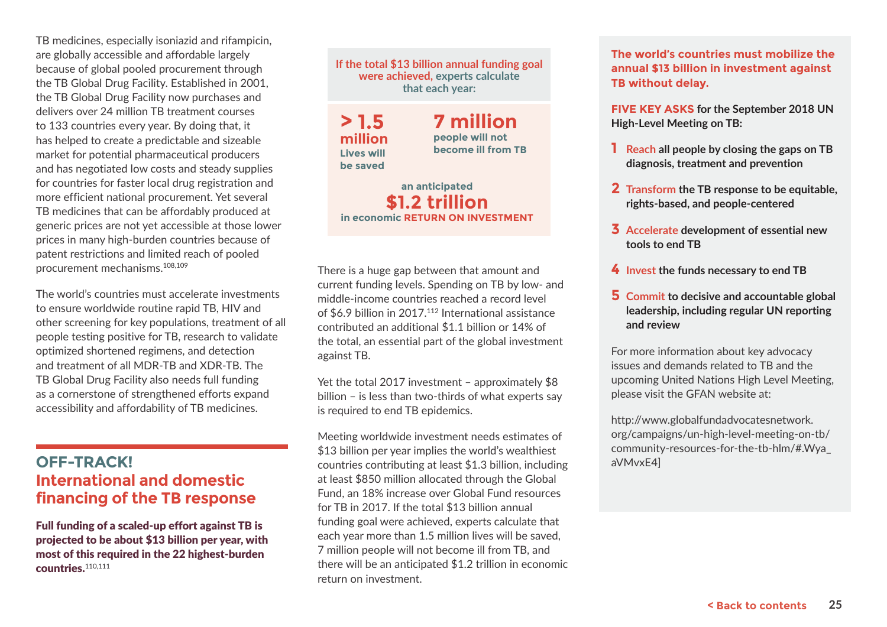TB medicines, especially isoniazid and rifampicin, are globally accessible and affordable largely because of global pooled procurement through the TB Global Drug Facility. Established in 2001, the TB Global Drug Facility now purchases and delivers over 24 million TB treatment courses to 133 countries every year. By doing that, it has helped to create a predictable and sizeable market for potential pharmaceutical producers and has negotiated low costs and steady supplies for countries for faster local drug registration and more efficient national procurement. Yet several TB medicines that can be affordably produced at generic prices are not yet accessible at those lower prices in many high-burden countries because of patent restrictions and limited reach of pooled procurement mechanisms.[108,109]

The world's countries must accelerate investments to ensure worldwide routine rapid TB, HIV and other screening for key populations, treatment of all people testing positive for TB, research to validate optimized shortened regimens, and detection and treatment of all MDR-TB and XDR-TB. The TB Global Drug Facility also needs full funding as a cornerstone of strengthened efforts expand accessibility and affordability of TB medicines.

## OFF-TRACK! International and domestic financing of the TB response

**Full funding of a scaled-up effort against TB is projected to be about $13 billion per year, with most of this required in the 22 highest-burden countries.**[110,111]

**If the total $13 billion annual funding goal were achieved, experts calculate that each year:**

**> 1.5 million** Lives will be saved

**7 million** people will not become ill from TB

an anticipated **$1.2 trillion** in economic RETURN ON INVESTMENT

There is a huge gap between that amount and current funding levels. Spending on TB by low- and middle-income countries reached a record level of $6.9 billion in 2017.[112] International assistance contributed an additional $1.1 billion or 14% of the total, an essential part of the global investment against TB.

Yet the total 2017 investment – approximately $8 billion – is less than two-thirds of what experts say is required to end TB epidemics.

Meeting worldwide investment needs estimates of $13 billion per year implies the world's wealthiest countries contributing at least $1.3 billion, including at least $850 million allocated through the Global Fund, an 18% increase over Global Fund resources for TB in 2017. If the total $13 billion annual funding goal were achieved, experts calculate that each year more than 1.5 million lives will be saved, 7 million people will not become ill from TB, and there will be an anticipated $1.2 trillion in economic return on investment.

**The world's countries must mobilize the annual $13 billion in investment against TB without delay.**

**FIVE KEY ASKS for the September 2018 UN High-Level Meeting on TB:**

1. **Reach all people by closing the gaps on TB diagnosis, treatment and prevention**
2. **Transform the TB response to be equitable, rights-based, and people-centered**
3. **Accelerate development of essential new tools to end TB**
4. **Invest the funds necessary to end TB**
5. **Commit to decisive and accountable global leadership, including regular UN reporting and review**

For more information about key advocacy issues and demands related to TB and the upcoming United Nations High Level Meeting, please visit the GFAN website at:

http://www.globalfundadvocatesnetwork.org/campaigns/un-high-level-meeting-on-tb/community-resources-for-the-tb-hlm/#.Wya_aVMvxE4]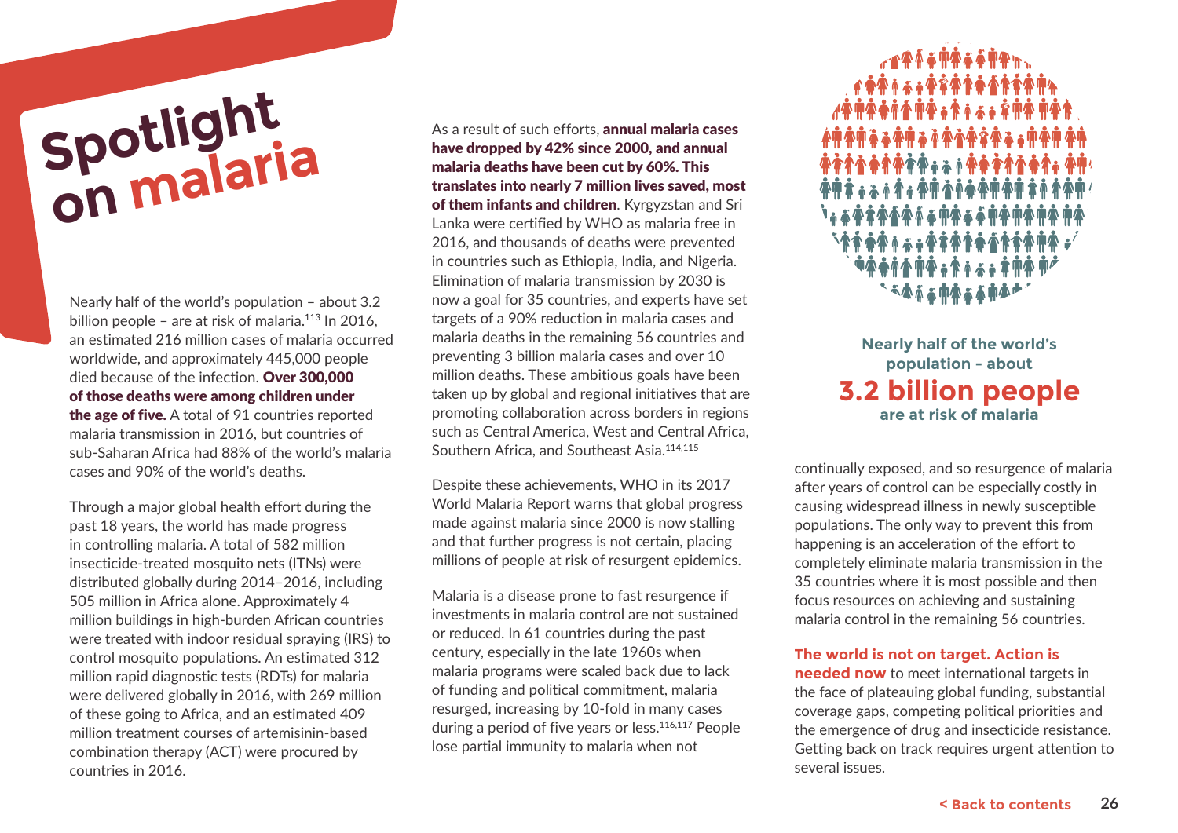# Spotlight on malaria

Nearly half of the world's population – about 3.2 billion people – are at risk of malaria.[113] In 2016, an estimated 216 million cases of malaria occurred worldwide, and approximately 445,000 people died because of the infection. **Over 300,000 of those deaths were among children under the age of five.** A total of 91 countries reported malaria transmission in 2016, but countries of sub-Saharan Africa had 88% of the world's malaria cases and 90% of the world's deaths.

Through a major global health effort during the past 18 years, the world has made progress in controlling malaria. A total of 582 million insecticide-treated mosquito nets (ITNs) were distributed globally during 2014–2016, including 505 million in Africa alone. Approximately 4 million buildings in high-burden African countries were treated with indoor residual spraying (IRS) to control mosquito populations. An estimated 312 million rapid diagnostic tests (RDTs) for malaria were delivered globally in 2016, with 269 million of these going to Africa, and an estimated 409 million treatment courses of artemisinin-based combination therapy (ACT) were procured by countries in 2016.

As a result of such efforts, **annual malaria cases have dropped by 42% since 2000, and annual malaria deaths have been cut by 60%. This translates into nearly 7 million lives saved, most of them infants and children**. Kyrgyzstan and Sri Lanka were certified by WHO as malaria free in 2016, and thousands of deaths were prevented in countries such as Ethiopia, India, and Nigeria. Elimination of malaria transmission by 2030 is now a goal for 35 countries, and experts have set targets of a 90% reduction in malaria cases and malaria deaths in the remaining 56 countries and preventing 3 billion malaria cases and over 10 million deaths. These ambitious goals have been taken up by global and regional initiatives that are promoting collaboration across borders in regions such as Central America, West and Central Africa, Southern Africa, and Southeast Asia.[114,115]

Despite these achievements, WHO in its 2017 World Malaria Report warns that global progress made against malaria since 2000 is now stalling and that further progress is not certain, placing millions of people at risk of resurgent epidemics.

Malaria is a disease prone to fast resurgence if investments in malaria control are not sustained or reduced. In 61 countries during the past century, especially in the late 1960s when malaria programs were scaled back due to lack of funding and political commitment, malaria resurged, increasing by 10-fold in many cases during a period of five years or less.[116,117] People lose partial immunity to malaria when not continually exposed, and so resurgence of malaria after years of control can be especially costly in causing widespread illness in newly susceptible populations. The only way to prevent this from happening is an acceleration of the effort to completely eliminate malaria transmission in the 35 countries where it is most possible and then focus resources on achieving and sustaining malaria control in the remaining 56 countries.

**Nearly half of the world's population – about 3.2 billion people are at risk of malaria**

**The world is not on target. Action is needed now** to meet international targets in the face of plateauing global funding, substantial coverage gaps, competing political priorities and the emergence of drug and insecticide resistance. Getting back on track requires urgent attention to several issues.

< Back to contents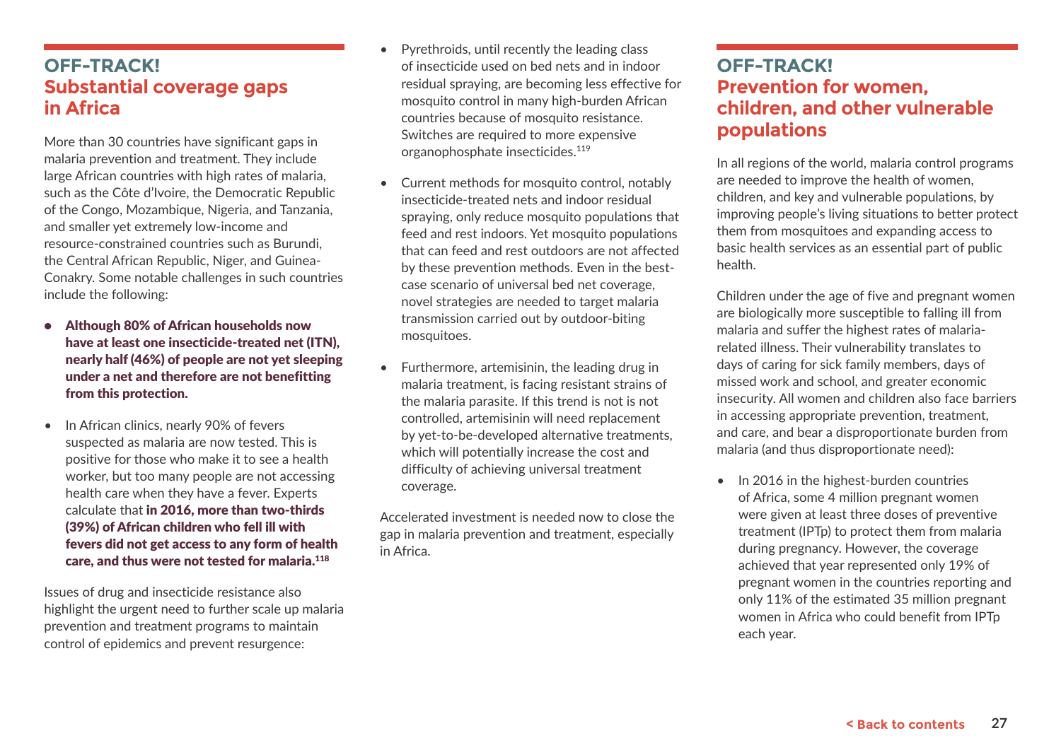## OFF-TRACK! Substantial coverage gaps in Africa

More than 30 countries have significant gaps in malaria prevention and treatment. They include large African countries with high rates of malaria, such as the Côte d'Ivoire, the Democratic Republic of the Congo, Mozambique, Nigeria, and Tanzania, and smaller yet extremely low-income and resource-constrained countries such as Burundi, the Central African Republic, Niger, and Guinea-Conakry. Some notable challenges in such countries include the following:

- **Although 80% of African households now have at least one insecticide-treated net (ITN), nearly half (46%) of people are not yet sleeping under a net and therefore are not benefitting from this protection.**
- In African clinics, nearly 90% of fevers suspected as malaria are now tested. This is positive for those who make it to see a health worker, but too many people are not accessing health care when they have a fever. Experts calculate that **in 2016, more than two-thirds (39%) of African children who fell ill with fevers did not get access to any form of health care, and thus were not tested for malaria.**[118]

Issues of drug and insecticide resistance also highlight the urgent need to further scale up malaria prevention and treatment programs to maintain control of epidemics and prevent resurgence:

- Pyrethroids, until recently the leading class of insecticide used on bed nets and in indoor residual spraying, are becoming less effective for mosquito control in many high-burden African countries because of mosquito resistance. Switches are required to more expensive organophosphate insecticides.[119]
- Current methods for mosquito control, notably insecticide-treated nets and indoor residual spraying, only reduce mosquito populations that feed and rest indoors. Yet mosquito populations that can feed and rest outdoors are not affected by these prevention methods. Even in the best-case scenario of universal bed net coverage, novel strategies are needed to target malaria transmission carried out by outdoor-biting mosquitoes.
- Furthermore, artemisinin, the leading drug in malaria treatment, is facing resistant strains of the malaria parasite. If this trend is not is not controlled, artemisinin will need replacement by yet-to-be-developed alternative treatments, which will potentially increase the cost and difficulty of achieving universal treatment coverage.

Accelerated investment is needed now to close the gap in malaria prevention and treatment, especially in Africa.

## OFF-TRACK! Prevention for women, children, and other vulnerable populations

In all regions of the world, malaria control programs are needed to improve the health of women, children, and key and vulnerable populations, by improving people's living situations to better protect them from mosquitoes and expanding access to basic health services as an essential part of public health.

Children under the age of five and pregnant women are biologically more susceptible to falling ill from malaria and suffer the highest rates of malaria-related illness. Their vulnerability translates to days of caring for sick family members, days of missed work and school, and greater economic insecurity. All women and children also face barriers in accessing appropriate prevention, treatment, and care, and bear a disproportionate burden from malaria (and thus disproportionate need):

- In 2016 in the highest-burden countries of Africa, some 4 million pregnant women were given at least three doses of preventive treatment (IPTp) to protect them from malaria during pregnancy. However, the coverage achieved that year represented only 19% of pregnant women in the countries reporting and only 11% of the estimated 35 million pregnant women in Africa who could benefit from IPTp each year.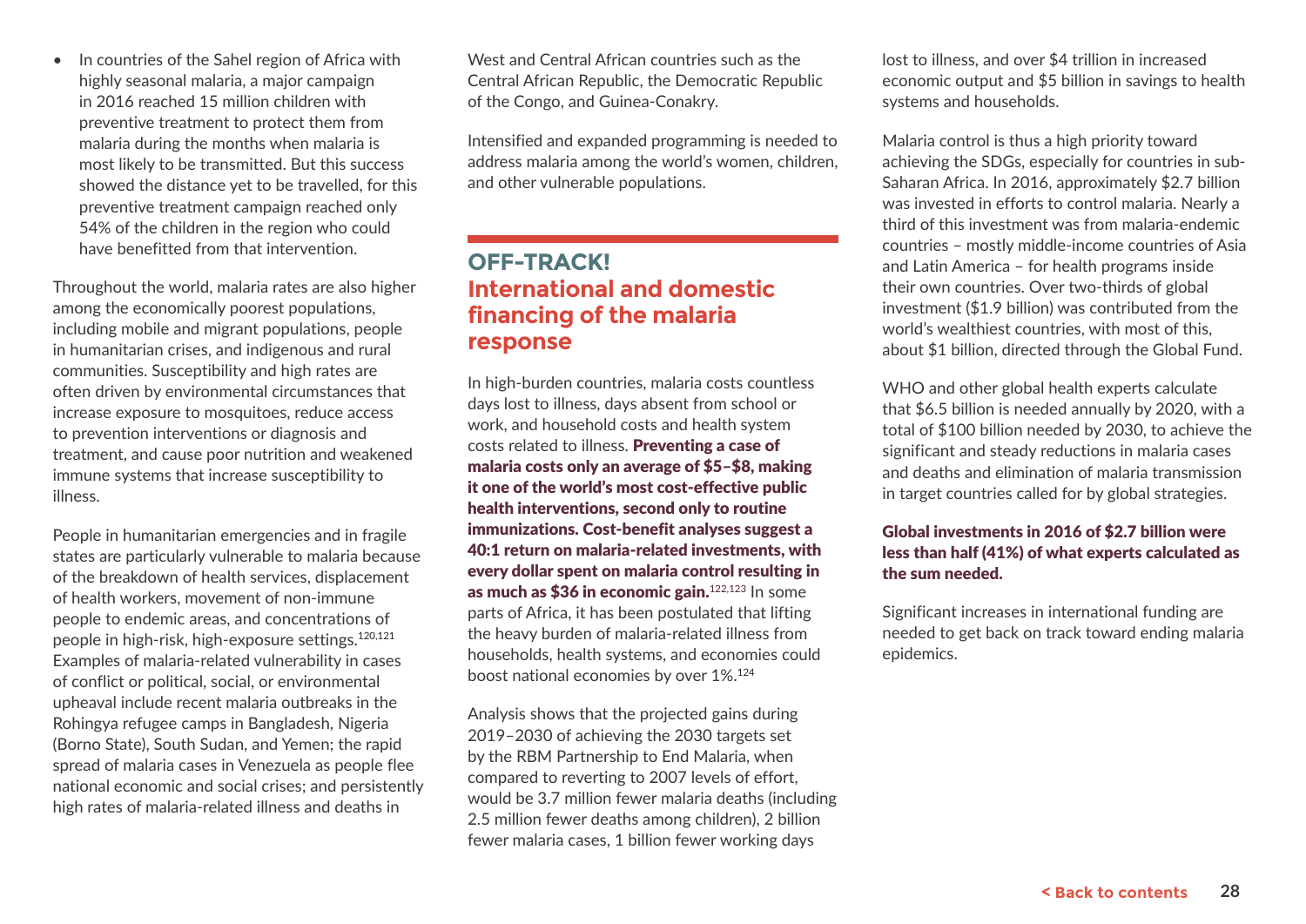- In countries of the Sahel region of Africa with highly seasonal malaria, a major campaign in 2016 reached 15 million children with preventive treatment to protect them from malaria during the months when malaria is most likely to be transmitted. But this success showed the distance yet to be travelled, for this preventive treatment campaign reached only 54% of the children in the region who could have benefitted from that intervention.

Throughout the world, malaria rates are also higher among the economically poorest populations, including mobile and migrant populations, people in humanitarian crises, and indigenous and rural communities. Susceptibility and high rates are often driven by environmental circumstances that increase exposure to mosquitoes, reduce access to prevention interventions or diagnosis and treatment, and cause poor nutrition and weakened immune systems that increase susceptibility to illness.

People in humanitarian emergencies and in fragile states are particularly vulnerable to malaria because of the breakdown of health services, displacement of health workers, movement of non-immune people to endemic areas, and concentrations of people in high-risk, high-exposure settings.[120,121] Examples of malaria-related vulnerability in cases of conflict or political, social, or environmental upheaval include recent malaria outbreaks in the Rohingya refugee camps in Bangladesh, Nigeria (Borno State), South Sudan, and Yemen; the rapid spread of malaria cases in Venezuela as people flee national economic and social crises; and persistently high rates of malaria-related illness and deaths in West and Central African countries such as the Central African Republic, the Democratic Republic of the Congo, and Guinea-Conakry.

Intensified and expanded programming is needed to address malaria among the world's women, children, and other vulnerable populations.

## OFF-TRACK! International and domestic financing of the malaria response

In high-burden countries, malaria costs countless days lost to illness, days absent from school or work, and household costs and health system costs related to illness. **Preventing a case of malaria costs only an average of $5–$8, making it one of the world's most cost-effective public health interventions, second only to routine immunizations. Cost-benefit analyses suggest a 40:1 return on malaria-related investments, with every dollar spent on malaria control resulting in as much as $36 in economic gain.**[122,123] In some parts of Africa, it has been postulated that lifting the heavy burden of malaria-related illness from households, health systems, and economies could boost national economies by over 1%.[124]

Analysis shows that the projected gains during 2019–2030 of achieving the 2030 targets set by the RBM Partnership to End Malaria, when compared to reverting to 2007 levels of effort, would be 3.7 million fewer malaria deaths (including 2.5 million fewer deaths among children), 2 billion fewer malaria cases, 1 billion fewer working days lost to illness, and over $4 trillion in increased economic output and $5 billion in savings to health systems and households.

Malaria control is thus a high priority toward achieving the SDGs, especially for countries in sub-Saharan Africa. In 2016, approximately $2.7 billion was invested in efforts to control malaria. Nearly a third of this investment was from malaria-endemic countries – mostly middle-income countries of Asia and Latin America – for health programs inside their own countries. Over two-thirds of global investment ($1.9 billion) was contributed from the world's wealthiest countries, with most of this, about $1 billion, directed through the Global Fund.

WHO and other global health experts calculate that $6.5 billion is needed annually by 2020, with a total of $100 billion needed by 2030, to achieve the significant and steady reductions in malaria cases and deaths and elimination of malaria transmission in target countries called for by global strategies.

**Global investments in 2016 of $2.7 billion were less than half (41%) of what experts calculated as the sum needed.**

Significant increases in international funding are needed to get back on track toward ending malaria epidemics.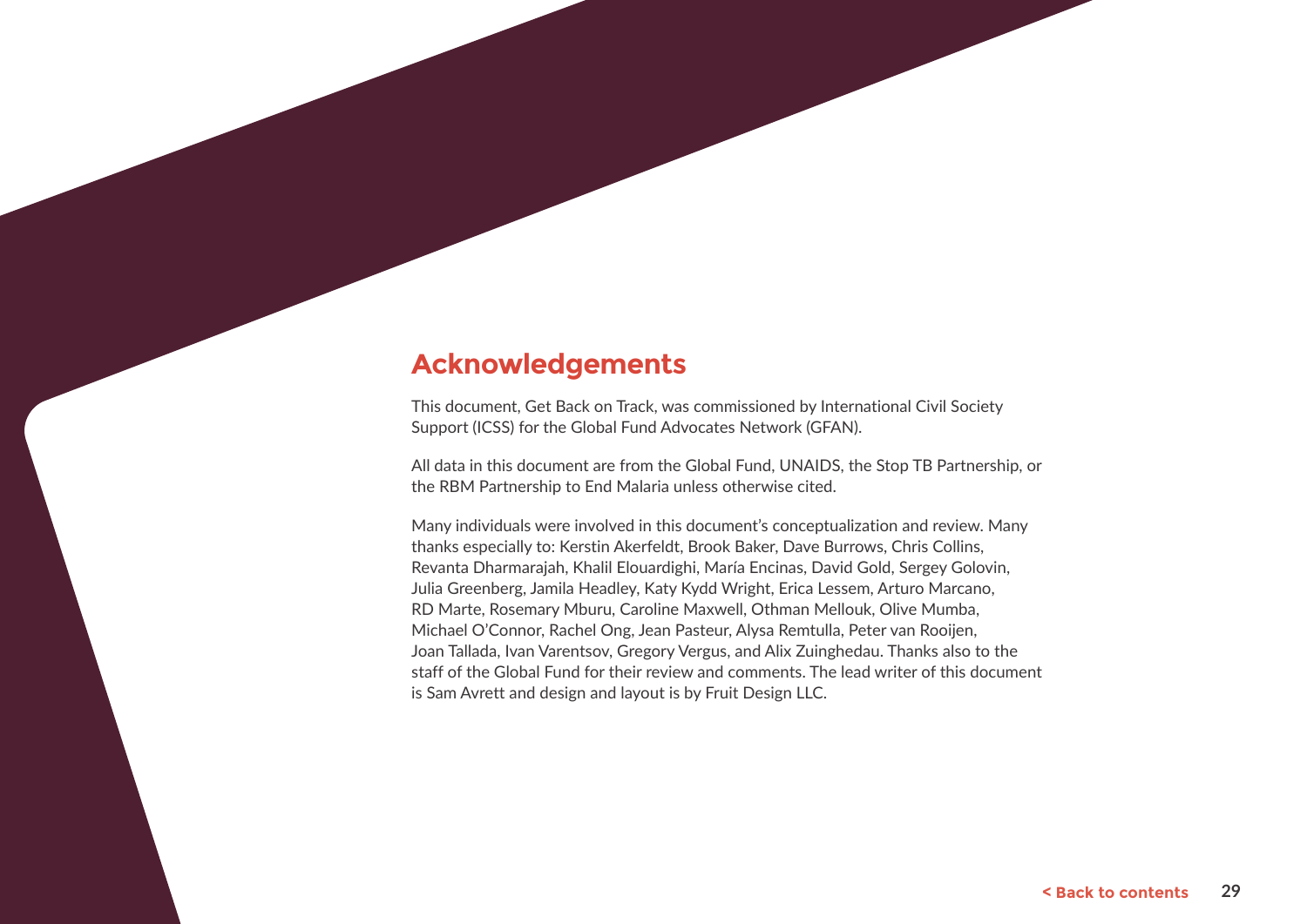## Acknowledgements

This document, Get Back on Track, was commissioned by International Civil Society Support (ICSS) for the Global Fund Advocates Network (GFAN).

All data in this document are from the Global Fund, UNAIDS, the Stop TB Partnership, or the RBM Partnership to End Malaria unless otherwise cited.

Many individuals were involved in this document's conceptualization and review. Many thanks especially to: Kerstin Akerfeldt, Brook Baker, Dave Burrows, Chris Collins, Revanta Dharmarajah, Khalil Elouardighi, María Encinas, David Gold, Sergey Golovin, Julia Greenberg, Jamila Headley, Katy Kydd Wright, Erica Lessem, Arturo Marcano, RD Marte, Rosemary Mburu, Caroline Maxwell, Othman Mellouk, Olive Mumba, Michael O'Connor, Rachel Ong, Jean Pasteur, Alysa Remtulla, Peter van Rooijen, Joan Tallada, Ivan Varentsov, Gregory Vergus, and Alix Zuinghedau. Thanks also to the staff of the Global Fund for their review and comments. The lead writer of this document is Sam Avrett and design and layout is by Fruit Design LLC.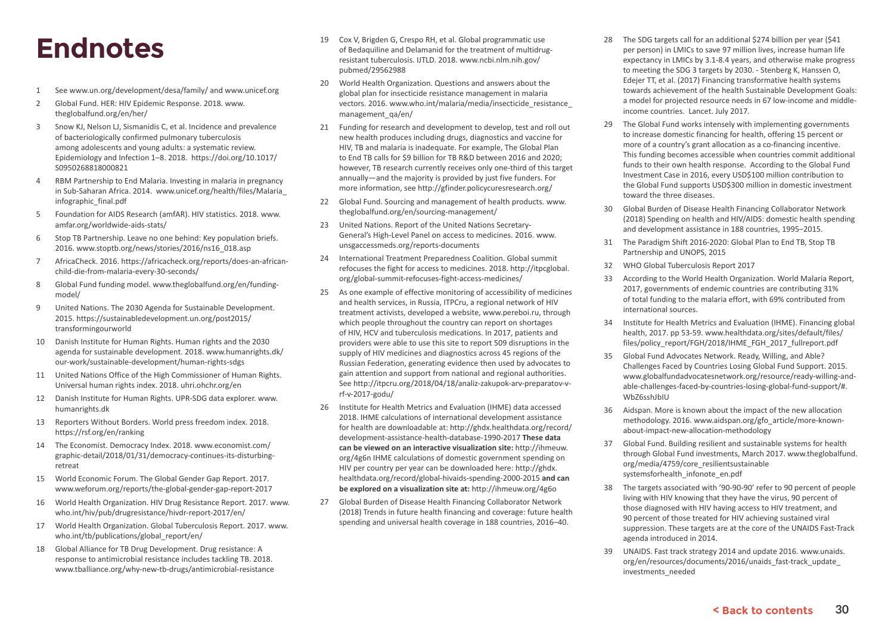# Endnotes

1. See www.un.org/development/desa/family/ and www.unicef.org
2. Global Fund. HER: HIV Epidemic Response. 2018. www.theglobalfund.org/en/her/
3. Snow KJ, Nelson LJ, Sismanidis C, et al. Incidence and prevalence of bacteriologically confirmed pulmonary tuberculosis among adolescents and young adults: a systematic review. Epidemiology and Infection 1–8. 2018. https://doi.org/10.1017/S0950268818000821
4. RBM Partnership to End Malaria. Investing in malaria in pregnancy in Sub-Saharan Africa. 2014. www.unicef.org/health/files/Malaria_infographic_final.pdf
5. Foundation for AIDS Research (amfAR). HIV statistics. 2018. www.amfar.org/worldwide-aids-stats/
6. Stop TB Partnership. Leave no one behind: Key population briefs. 2016. www.stoptb.org/news/stories/2016/ns16_018.asp
7. AfricaCheck. 2016. https://africacheck.org/reports/does-an-african-child-die-from-malaria-every-30-seconds/
8. Global Fund funding model. www.theglobalfund.org/en/funding-model/
9. United Nations. The 2030 Agenda for Sustainable Development. 2015. https://sustainabledevelopment.un.org/post2015/transformingourworld
10. Danish Institute for Human Rights. Human rights and the 2030 agenda for sustainable development. 2018. www.humanrights.dk/our-work/sustainable-development/human-rights-sdgs
11. United Nations Office of the High Commissioner of Human Rights. Universal human rights index. 2018. uhri.ohchr.org/en
12. Danish Institute for Human Rights. UPR-SDG data explorer. www.humanrights.dk
13. Reporters Without Borders. World press freedom index. 2018. https://rsf.org/en/ranking
14. The Economist. Democracy Index. 2018. www.economist.com/graphic-detail/2018/01/31/democracy-continues-its-disturbing-retreat
15. World Economic Forum. The Global Gender Gap Report. 2017. www.weforum.org/reports/the-global-gender-gap-report-2017
16. World Health Organization. HIV Drug Resistance Report. 2017. www.who.int/hiv/pub/drugresistance/hivdr-report-2017/en/
17. World Health Organization. Global Tuberculosis Report. 2017. www.who.int/tb/publications/global_report/en/
18. Global Alliance for TB Drug Development. Drug resistance: A response to antimicrobial resistance includes tackling TB. 2018. www.tballiance.org/why-new-tb-drugs/antimicrobial-resistance
19. Cox V, Brigden G, Crespo RH, et al. Global programmatic use of Bedaquiline and Delamanid for the treatment of multidrug-resistant tuberculosis. IJTLD. 2018. www.ncbi.nlm.nih.gov/pubmed/29562988
20. World Health Organization. Questions and answers about the global plan for insecticide resistance management in malaria vectors. 2016. www.who.int/malaria/media/insecticide_resistance_management_qa/en/
21. Funding for research and development to develop, test and roll out new health produces including drugs, diagnostics and vaccine for HIV, TB and malaria is inadequate. For example, The Global Plan to End TB calls for $9 billion for TB R&D between 2016 and 2020; however, TB research currently receives only one-third of this target annually—and the majority is provided by just five funders. For more information, see http://gfinder.policycuresresearch.org/
22. Global Fund. Sourcing and management of health products. www.theglobalfund.org/en/sourcing-management/
23. United Nations. Report of the United Nations Secretary-General's High-Level Panel on access to medicines. 2016. www.unsgaccessmeds.org/reports-documents
24. International Treatment Preparedness Coalition. Global summit refocuses the fight for access to medicines. 2018. http://itpcglobal.org/global-summit-refocuses-fight-access-medicines/
25. As one example of effective monitoring of accessibility of medicines and health services, in Russia, ITPCru, a regional network of HIV treatment activists, developed a website, www.pereboi.ru, through which people throughout the country can report on shortages of HIV, HCV and tuberculosis medications. In 2017, patients and providers were able to use this site to report 509 disruptions in the supply of HIV medicines and diagnostics across 45 regions of the Russian Federation, generating evidence then used by advocates to gain attention and support from national and regional authorities. See http://itpcru.org/2018/04/18/analiz-zakupok-arv-preparatov-v-rf-v-2017-godu/
26. Institute for Health Metrics and Evaluation (IHME) data accessed 2018. IHME calculations of international development assistance for health are downloadable at: http://ghdx.healthdata.org/record/development-assistance-health-database-1990-2017 **These data can be viewed on an interactive visualization site:** http://ihmeuw.org/4g6n IHME calculations of domestic government spending on HIV per country per year can be downloaded here: http://ghdx.healthdata.org/record/global-hivaids-spending-2000-2015 **and can be explored on a visualization site at:** http://ihmeuw.org/4g6o
27. Global Burden of Disease Health Financing Collaborator Network (2018) Trends in future health financing and coverage: future health spending and universal health coverage in 188 countries, 2016–40.
28. The SDG targets call for an additional $274 billion per year ($41 per person) in LMICs to save 97 million lives, increase human life expectancy in LMICs by 3.1-8.4 years, and otherwise make progress to meeting the SDG 3 targets by 2030. - Stenberg K, Hanssen O, Edejer TT, et al. (2017) Financing transformative health systems towards achievement of the health Sustainable Development Goals: a model for projected resource needs in 67 low-income and middle-income countries. Lancet. July 2017.
29. The Global Fund works intensely with implementing governments to increase domestic financing for health, offering 15 percent or more of a country's grant allocation as a co-financing incentive. This funding becomes accessible when countries commit additional funds to their own health response. According to the Global Fund Investment Case in 2016, every USD$100 million contribution to the Global Fund supports USD$300 million in domestic investment toward the three diseases.
30. Global Burden of Disease Health Financing Collaborator Network (2018) Spending on health and HIV/AIDS: domestic health spending and development assistance in 188 countries, 1995–2015.
31. The Paradigm Shift 2016-2020: Global Plan to End TB, Stop TB Partnership and UNOPS, 2015
32. WHO Global Tuberculosis Report 2017
33. According to the World Health Organization. World Malaria Report, 2017, governments of endemic countries are contributing 31% of total funding to the malaria effort, with 69% contributed from international sources.
34. Institute for Health Metrics and Evaluation (IHME). Financing global health, 2017. pp 53-59. www.healthdata.org/sites/default/files/files/policy_report/FGH/2018/IHME_FGH_2017_fullreport.pdf
35. Global Fund Advocates Network. Ready, Willing, and Able? Challenges Faced by Countries Losing Global Fund Support. 2015. www.globalfundadvocatesnetwork.org/resource/ready-willing-and-able-challenges-faced-by-countries-losing-global-fund-support/#.WbZ6sshJbIU
36. Aidspan. More is known about the impact of the new allocation methodology. 2016. www.aidspan.org/gfo_article/more-known-about-impact-new-allocation-methodology
37. Global Fund. Building resilient and sustainable systems for health through Global Fund investments, March 2017. www.theglobalfund.org/media/4759/core_resilientsustainable systemsforhealth_infonote_en.pdf
38. The targets associated with '90-90-90' refer to 90 percent of people living with HIV knowing that they have the virus, 90 percent of those diagnosed with HIV having access to HIV treatment, and 90 percent of those treated for HIV achieving sustained viral suppression. These targets are at the core of the UNAIDS Fast-Track agenda introduced in 2014.
39. UNAIDS. Fast track strategy 2014 and update 2016. www.unaids.org/en/resources/documents/2016/unaids_fast-track_update_investments_needed

< Back to contents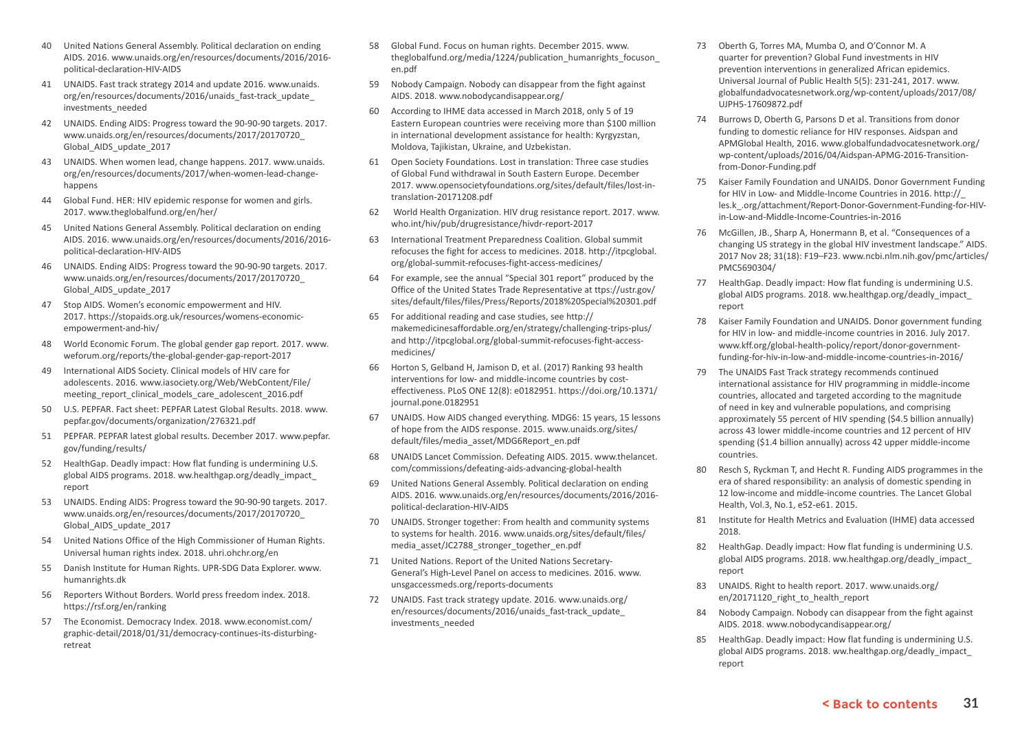40 United Nations General Assembly. Political declaration on ending AIDS. 2016. www.unaids.org/en/resources/documents/2016/2016-political-declaration-HIV-AIDS

41 UNAIDS. Fast track strategy 2014 and update 2016. www.unaids.org/en/resources/documents/2016/unaids_fast-track_update_investments_needed

42 UNAIDS. Ending AIDS: Progress toward the 90-90-90 targets. 2017. www.unaids.org/en/resources/documents/2017/20170720_Global_AIDS_update_2017

43 UNAIDS. When women lead, change happens. 2017. www.unaids.org/en/resources/documents/2017/when-women-lead-change-happens

44 Global Fund. HER: HIV epidemic response for women and girls. 2017. www.theglobalfund.org/en/her/

45 United Nations General Assembly. Political declaration on ending AIDS. 2016. www.unaids.org/en/resources/documents/2016/2016-political-declaration-HIV-AIDS

46 UNAIDS. Ending AIDS: Progress toward the 90-90-90 targets. 2017. www.unaids.org/en/resources/documents/2017/20170720_Global_AIDS_update_2017

47 Stop AIDS. Women's economic empowerment and HIV. 2017. https://stopaids.org.uk/resources/womens-economic-empowerment-and-hiv/

48 World Economic Forum. The global gender gap report. 2017. www.weforum.org/reports/the-global-gender-gap-report-2017

49 International AIDS Society. Clinical models of HIV care for adolescents. 2016. www.iasociety.org/Web/WebContent/File/meeting_report_clinical_models_care_adolescent_2016.pdf

50 U.S. PEPFAR. Fact sheet: PEPFAR Latest Global Results. 2018. www.pepfar.gov/documents/organization/276321.pdf

51 PEPFAR. PEPFAR latest global results. December 2017. www.pepfar.gov/funding/results/

52 HealthGap. Deadly impact: How flat funding is undermining U.S. global AIDS programs. 2018. ww.healthgap.org/deadly_impact_report

53 UNAIDS. Ending AIDS: Progress toward the 90-90-90 targets. 2017. www.unaids.org/en/resources/documents/2017/20170720_Global_AIDS_update_2017

54 United Nations Office of the High Commissioner of Human Rights. Universal human rights index. 2018. uhri.ohchr.org/en

55 Danish Institute for Human Rights. UPR-SDG Data Explorer. www.humanrights.dk

56 Reporters Without Borders. World press freedom index. 2018. https://rsf.org/en/ranking

57 The Economist. Democracy Index. 2018. www.economist.com/graphic-detail/2018/01/31/democracy-continues-its-disturbing-retreat

58 Global Fund. Focus on human rights. December 2015. www.theglobalfund.org/media/1224/publication_humanrights_focuson_en.pdf

59 Nobody Campaign. Nobody can disappear from the fight against AIDS. 2018. www.nobodycandisappear.org/

60 According to IHME data accessed in March 2018, only 5 of 19 Eastern European countries were receiving more than $100 million in international development assistance for health: Kyrgyzstan, Moldova, Tajikistan, Ukraine, and Uzbekistan.

61 Open Society Foundations. Lost in translation: Three case studies of Global Fund withdrawal in South Eastern Europe. December 2017. www.opensocietyfoundations.org/sites/default/files/lost-in-translation-20171208.pdf

62 World Health Organization. HIV drug resistance report. 2017. www.who.int/hiv/pub/drugresistance/hivdr-report-2017

63 International Treatment Preparedness Coalition. Global summit refocuses the fight for access to medicines. 2018. http://itpcglobal.org/global-summit-refocuses-fight-access-medicines/

64 For example, see the annual "Special 301 report" produced by the Office of the United States Trade Representative at ttps://ustr.gov/sites/default/files/files/Press/Reports/2018%20Special%20301.pdf

65 For additional reading and case studies, see http://makemedicinesaffordable.org/en/strategy/challenging-trips-plus/ and http://itpcglobal.org/global-summit-refocuses-fight-access-medicines/

66 Horton S, Gelband H, Jamison D, et al. (2017) Ranking 93 health interventions for low- and middle-income countries by cost-effectiveness. PLoS ONE 12(8): e0182951. https://doi.org/10.1371/journal.pone.0182951

67 UNAIDS. How AIDS changed everything. MDG6: 15 years, 15 lessons of hope from the AIDS response. 2015. www.unaids.org/sites/default/files/media_asset/MDG6Report_en.pdf

68 UNAIDS Lancet Commission. Defeating AIDS. 2015. www.thelancet.com/commissions/defeating-aids-advancing-global-health

69 United Nations General Assembly. Political declaration on ending AIDS. 2016. www.unaids.org/en/resources/documents/2016/2016-political-declaration-HIV-AIDS

70 UNAIDS. Stronger together: From health and community systems to systems for health. 2016. www.unaids.org/sites/default/files/media_asset/JC2788_stronger_together_en.pdf

71 United Nations. Report of the United Nations Secretary-General's High-Level Panel on access to medicines. 2016. www.unsgaccessmeds.org/reports-documents

72 UNAIDS. Fast track strategy update. 2016. www.unaids.org/en/resources/documents/2016/unaids_fast-track_update_investments_needed

73 Oberth G, Torres MA, Mumba O, and O'Connor M. A quarter for prevention? Global Fund investments in HIV prevention interventions in generalized African epidemics. Universal Journal of Public Health 5(5): 231-241, 2017. www.globalfundadvocatesnetwork.org/wp-content/uploads/2017/08/UJPH5-17609872.pdf

74 Burrows D, Oberth G, Parsons D et al. Transitions from donor funding to domestic reliance for HIV responses. Aidspan and APMGlobal Health, 2016. www.globalfundadvocatesnetwork.org/wp-content/uploads/2016/04/Aidspan-APMG-2016-Transition-from-Donor-Funding.pdf

75 Kaiser Family Foundation and UNAIDS. Donor Government Funding for HIV in Low- and Middle-Income Countries in 2016. http://_les.k_.org/attachment/Report-Donor-Government-Funding-for-HIV-in-Low-and-Middle-Income-Countries-in-2016

76 McGillen, JB., Sharp A, Honermann B, et al. "Consequences of a changing US strategy in the global HIV investment landscape." AIDS. 2017 Nov 28; 31(18): F19–F23. www.ncbi.nlm.nih.gov/pmc/articles/PMC5690304/

77 HealthGap. Deadly impact: How flat funding is undermining U.S. global AIDS programs. 2018. ww.healthgap.org/deadly_impact_report

78 Kaiser Family Foundation and UNAIDS. Donor government funding for HIV in low- and middle-income countries in 2016. July 2017. www.kff.org/global-health-policy/report/donor-government-funding-for-hiv-in-low-and-middle-income-countries-in-2016/

79 The UNAIDS Fast Track strategy recommends continued international assistance for HIV programming in middle-income countries, allocated and targeted according to the magnitude of need in key and vulnerable populations, and comprising approximately 55 percent of HIV spending ($4.5 billion annually) across 43 lower middle-income countries and 12 percent of HIV spending ($1.4 billion annually) across 42 upper middle-income countries.

80 Resch S, Ryckman T, and Hecht R. Funding AIDS programmes in the era of shared responsibility: an analysis of domestic spending in 12 low-income and middle-income countries. The Lancet Global Health, Vol.3, No.1, e52-e61. 2015.

81 Institute for Health Metrics and Evaluation (IHME) data accessed 2018.

82 HealthGap. Deadly impact: How flat funding is undermining U.S. global AIDS programs. 2018. ww.healthgap.org/deadly_impact_report

83 UNAIDS. Right to health report. 2017. www.unaids.org/en/20171120_right_to_health_report

84 Nobody Campaign. Nobody can disappear from the fight against AIDS. 2018. www.nobodycandisappear.org/

85 HealthGap. Deadly impact: How flat funding is undermining U.S. global AIDS programs. 2018. ww.healthgap.org/deadly_impact_report

< Back to contents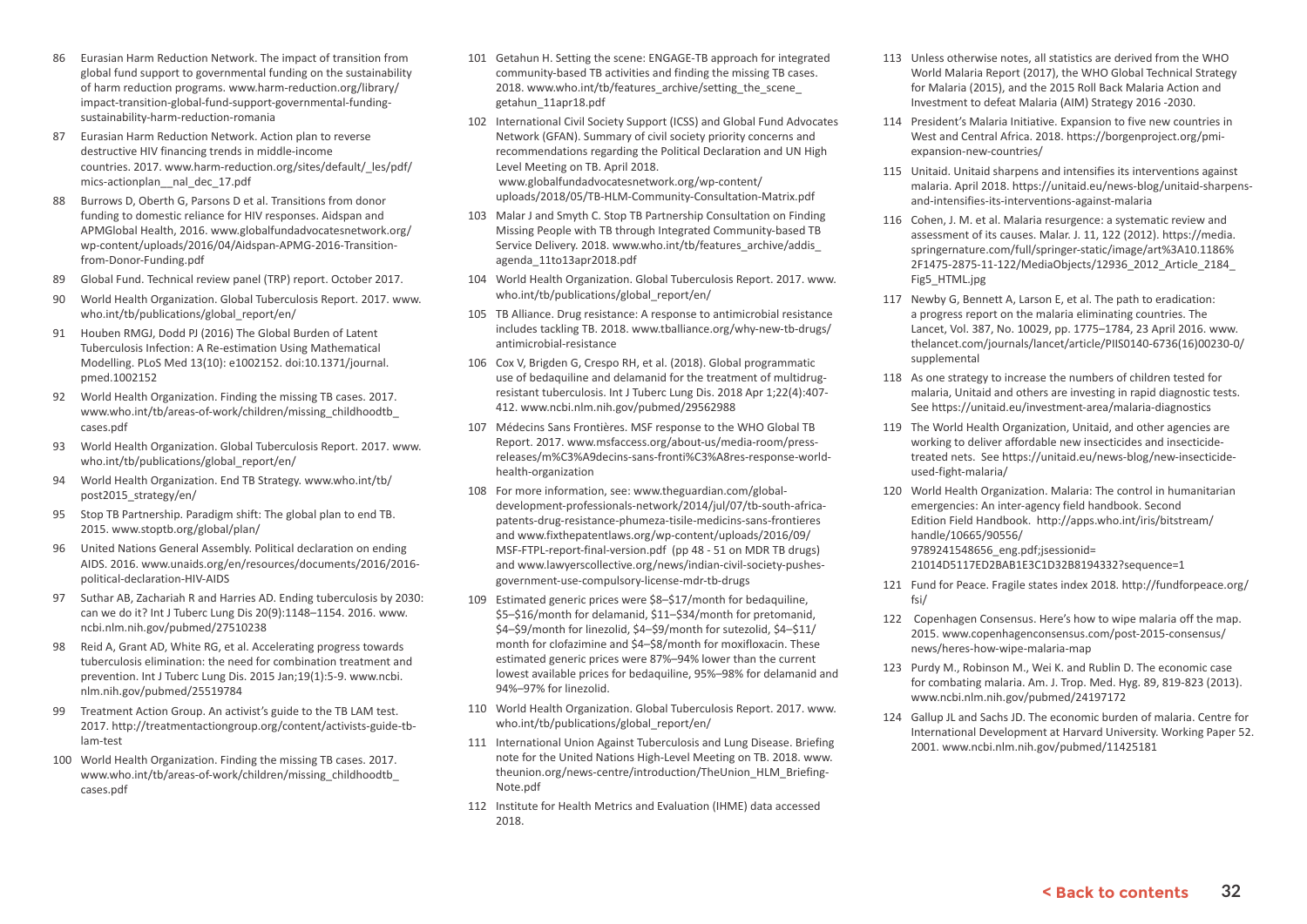86 Eurasian Harm Reduction Network. The impact of transition from global fund support to governmental funding on the sustainability of harm reduction programs. www.harm-reduction.org/library/impact-transition-global-fund-support-governmental-funding-sustainability-harm-reduction-romania

87 Eurasian Harm Reduction Network. Action plan to reverse destructive HIV financing trends in middle-income countries. 2017. www.harm-reduction.org/sites/default/_les/pdf/mics-actionplan__nal_dec_17.pdf

88 Burrows D, Oberth G, Parsons D et al. Transitions from donor funding to domestic reliance for HIV responses. Aidspan and APMGlobal Health, 2016. www.globalfundadvocatesnetwork.org/wp-content/uploads/2016/04/Aidspan-APMG-2016-Transition-from-Donor-Funding.pdf

89 Global Fund. Technical review panel (TRP) report. October 2017.

90 World Health Organization. Global Tuberculosis Report. 2017. www.who.int/tb/publications/global_report/en/

91 Houben RMGJ, Dodd PJ (2016) The Global Burden of Latent Tuberculosis Infection: A Re-estimation Using Mathematical Modelling. PLoS Med 13(10): e1002152. doi:10.1371/journal.pmed.1002152

92 World Health Organization. Finding the missing TB cases. 2017. www.who.int/tb/areas-of-work/children/missing_childhoodtb_cases.pdf

93 World Health Organization. Global Tuberculosis Report. 2017. www.who.int/tb/publications/global_report/en/

94 World Health Organization. End TB Strategy. www.who.int/tb/post2015_strategy/en/

95 Stop TB Partnership. Paradigm shift: The global plan to end TB. 2015. www.stoptb.org/global/plan/

96 United Nations General Assembly. Political declaration on ending AIDS. 2016. www.unaids.org/en/resources/documents/2016/2016-political-declaration-HIV-AIDS

97 Suthar AB, Zachariah R and Harries AD. Ending tuberculosis by 2030: can we do it? Int J Tuberc Lung Dis 20(9):1148–1154. 2016. www.ncbi.nlm.nih.gov/pubmed/27510238

98 Reid A, Grant AD, White RG, et al. Accelerating progress towards tuberculosis elimination: the need for combination treatment and prevention. Int J Tuberc Lung Dis. 2015 Jan;19(1):5-9. www.ncbi.nlm.nih.gov/pubmed/25519784

99 Treatment Action Group. An activist's guide to the TB LAM test. 2017. http://treatmentactiongroup.org/content/activists-guide-tb-lam-test

100 World Health Organization. Finding the missing TB cases. 2017. www.who.int/tb/areas-of-work/children/missing_childhoodtb_cases.pdf

101 Getahun H. Setting the scene: ENGAGE-TB approach for integrated community-based TB activities and finding the missing TB cases. 2018. www.who.int/tb/features_archive/setting_the_scene_getahun_11apr18.pdf

102 International Civil Society Support (ICSS) and Global Fund Advocates Network (GFAN). Summary of civil society priority concerns and recommendations regarding the Political Declaration and UN High Level Meeting on TB. April 2018. www.globalfundadvocatesnetwork.org/wp-content/uploads/2018/05/TB-HLM-Community-Consultation-Matrix.pdf

103 Malar J and Smyth C. Stop TB Partnership Consultation on Finding Missing People with TB through Integrated Community-based TB Service Delivery. 2018. www.who.int/tb/features_archive/addis_agenda_11to13apr2018.pdf

104 World Health Organization. Global Tuberculosis Report. 2017. www.who.int/tb/publications/global_report/en/

105 TB Alliance. Drug resistance: A response to antimicrobial resistance includes tackling TB. 2018. www.tballiance.org/why-new-tb-drugs/antimicrobial-resistance

106 Cox V, Brigden G, Crespo RH, et al. (2018). Global programmatic use of bedaquiline and delamanid for the treatment of multidrug-resistant tuberculosis. Int J Tuberc Lung Dis. 2018 Apr 1;22(4):407-412. www.ncbi.nlm.nih.gov/pubmed/29562988

107 Médecins Sans Frontières. MSF response to the WHO Global TB Report. 2017. www.msfaccess.org/about-us/media-room/press-releases/m%C3%A9decins-sans-fronti%C3%A8res-response-world-health-organization

108 For more information, see: www.theguardian.com/global-development-professionals-network/2014/jul/07/tb-south-africa-patents-drug-resistance-phumeza-tisile-medicins-sans-frontieres and www.fixthepatentlaws.org/wp-content/uploads/2016/09/MSF-FTPL-report-final-version.pdf (pp 48 - 51 on MDR TB drugs) and www.lawyerscollective.org/news/indian-civil-society-pushes-government-use-compulsory-license-mdr-tb-drugs

109 Estimated generic prices were $8–$17/month for bedaquiline, $5–$16/month for delamanid, $11–$34/month for pretomanid, $4–$9/month for linezolid, $4–$9/month for sutezolid, $4–$11/month for clofazimine and $4–$8/month for moxifloxacin. These estimated generic prices were 87%–94% lower than the current lowest available prices for bedaquiline, 95%–98% for delamanid and 94%–97% for linezolid.

110 World Health Organization. Global Tuberculosis Report. 2017. www.who.int/tb/publications/global_report/en/

111 International Union Against Tuberculosis and Lung Disease. Briefing note for the United Nations High-Level Meeting on TB. 2018. www.theunion.org/news-centre/introduction/TheUnion_HLM_Briefing-Note.pdf

112 Institute for Health Metrics and Evaluation (IHME) data accessed 2018.

113 Unless otherwise notes, all statistics are derived from the WHO World Malaria Report (2017), the WHO Global Technical Strategy for Malaria (2015), and the 2015 Roll Back Malaria Action and Investment to defeat Malaria (AIM) Strategy 2016 -2030.

114 President's Malaria Initiative. Expansion to five new countries in West and Central Africa. 2018. https://borgenproject.org/pmi-expansion-new-countries/

115 Unitaid. Unitaid sharpens and intensifies its interventions against malaria. April 2018. https://unitaid.eu/news-blog/unitaid-sharpens-and-intensifies-its-interventions-against-malaria

116 Cohen, J. M. et al. Malaria resurgence: a systematic review and assessment of its causes. Malar. J. 11, 122 (2012). https://media.springernature.com/full/springer-static/image/art%3A10.1186%2F1475-2875-11-122/MediaObjects/12936_2012_Article_2184_Fig5_HTML.jpg

117 Newby G, Bennett A, Larson E, et al. The path to eradication: a progress report on the malaria eliminating countries. The Lancet, Vol. 387, No. 10029, pp. 1775–1784, 23 April 2016. www.thelancet.com/journals/lancet/article/PIIS0140-6736(16)00230-0/supplemental

118 As one strategy to increase the numbers of children tested for malaria, Unitaid and others are investing in rapid diagnostic tests. See https://unitaid.eu/investment-area/malaria-diagnostics

119 The World Health Organization, Unitaid, and other agencies are working to deliver affordable new insecticides and insecticide-treated nets. See https://unitaid.eu/news-blog/new-insecticide-used-fight-malaria/

120 World Health Organization. Malaria: The control in humanitarian emergencies: An inter-agency field handbook. Second Edition Field Handbook. http://apps.who.int/iris/bitstream/handle/10665/90556/9789241548656_eng.pdf;jsessionid=21014D5117ED2BAB1E3C1D32B8194332?sequence=1

121 Fund for Peace. Fragile states index 2018. http://fundforpeace.org/fsi/

122 Copenhagen Consensus. Here's how to wipe malaria off the map. 2015. www.copenhagenconsensus.com/post-2015-consensus/news/heres-how-wipe-malaria-map

123 Purdy M., Robinson M., Wei K. and Rublin D. The economic case for combating malaria. Am. J. Trop. Med. Hyg. 89, 819-823 (2013). www.ncbi.nlm.nih.gov/pubmed/24197172

124 Gallup JL and Sachs JD. The economic burden of malaria. Centre for International Development at Harvard University. Working Paper 52. 2001. www.ncbi.nlm.nih.gov/pubmed/11425181

< Back to contents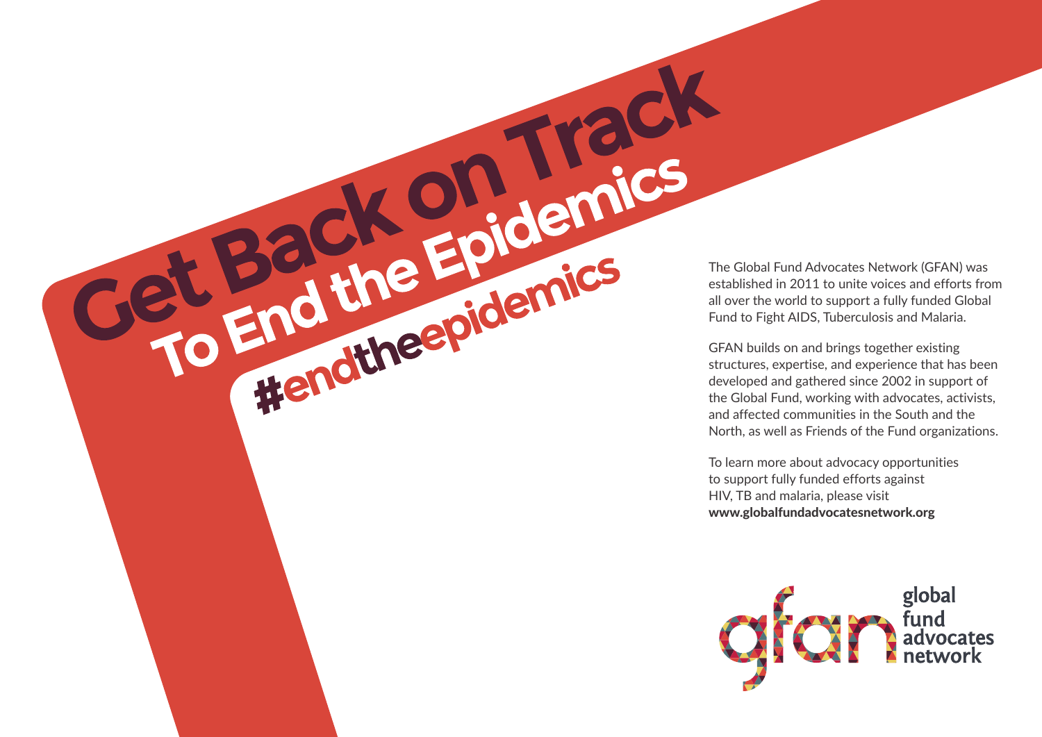# Get Back on Track

## To End the Epidemics

#endtheepidemics

The Global Fund Advocates Network (GFAN) was established in 2011 to unite voices and efforts from all over the world to support a fully funded Global Fund to Fight AIDS, Tuberculosis and Malaria.

GFAN builds on and brings together existing structures, expertise, and experience that has been developed and gathered since 2002 in support of the Global Fund, working with advocates, activists, and affected communities in the South and the North, as well as Friends of the Fund organizations.

To learn more about advocacy opportunities to support fully funded efforts against HIV, TB and malaria, please visit **www.globalfundadvocatesnetwork.org**

gfan global fund advocates network